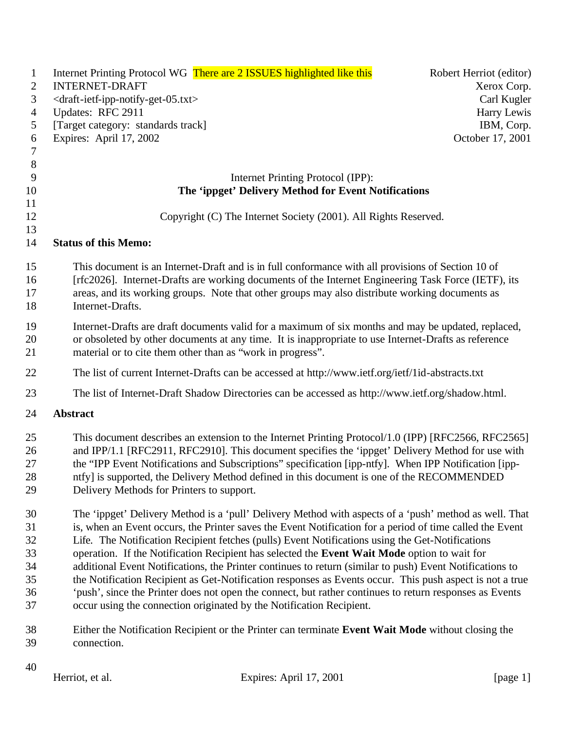Internet Printing Protocol WG There are 2 ISSUES highlighted like this Robert Herriot (editor)
INTERNET-DRAFT Xerox Corp.
<draft-ietf-ipp-notify-get-05.txt> Carl Kugler
Updates: RFC 2911 Harry Lewis
[Target category: standards track] IBM, Corp.
Expires: April 17, 2002 October 17, 2001

Internet Printing Protocol (IPP):

**The 'ippget' Delivery Method for Event Notifications**

Copyright (C) The Internet Society (2001). All Rights Reserved.

## Status of this Memo:

This document is an Internet-Draft and is in full conformance with all provisions of Section 10 of [rfc2026]. Internet-Drafts are working documents of the Internet Engineering Task Force (IETF), its areas, and its working groups. Note that other groups may also distribute working documents as Internet-Drafts.

Internet-Drafts are draft documents valid for a maximum of six months and may be updated, replaced, or obsoleted by other documents at any time. It is inappropriate to use Internet-Drafts as reference material or to cite them other than as "work in progress".

The list of current Internet-Drafts can be accessed at http://www.ietf.org/ietf/1id-abstracts.txt

The list of Internet-Draft Shadow Directories can be accessed as http://www.ietf.org/shadow.html.

## Abstract

This document describes an extension to the Internet Printing Protocol/1.0 (IPP) [RFC2566, RFC2565] and IPP/1.1 [RFC2911, RFC2910]. This document specifies the 'ippget' Delivery Method for use with the "IPP Event Notifications and Subscriptions" specification [ipp-ntfy]. When IPP Notification [ipp-ntfy] is supported, the Delivery Method defined in this document is one of the RECOMMENDED Delivery Methods for Printers to support.

The 'ippget' Delivery Method is a 'pull' Delivery Method with aspects of a 'push' method as well. That is, when an Event occurs, the Printer saves the Event Notification for a period of time called the Event Life. The Notification Recipient fetches (pulls) Event Notifications using the Get-Notifications operation. If the Notification Recipient has selected the **Event Wait Mode** option to wait for additional Event Notifications, the Printer continues to return (similar to push) Event Notifications to the Notification Recipient as Get-Notification responses as Events occur. This push aspect is not a true 'push', since the Printer does not open the connect, but rather continues to return responses as Events occur using the connection originated by the Notification Recipient.

Either the Notification Recipient or the Printer can terminate **Event Wait Mode** without closing the connection.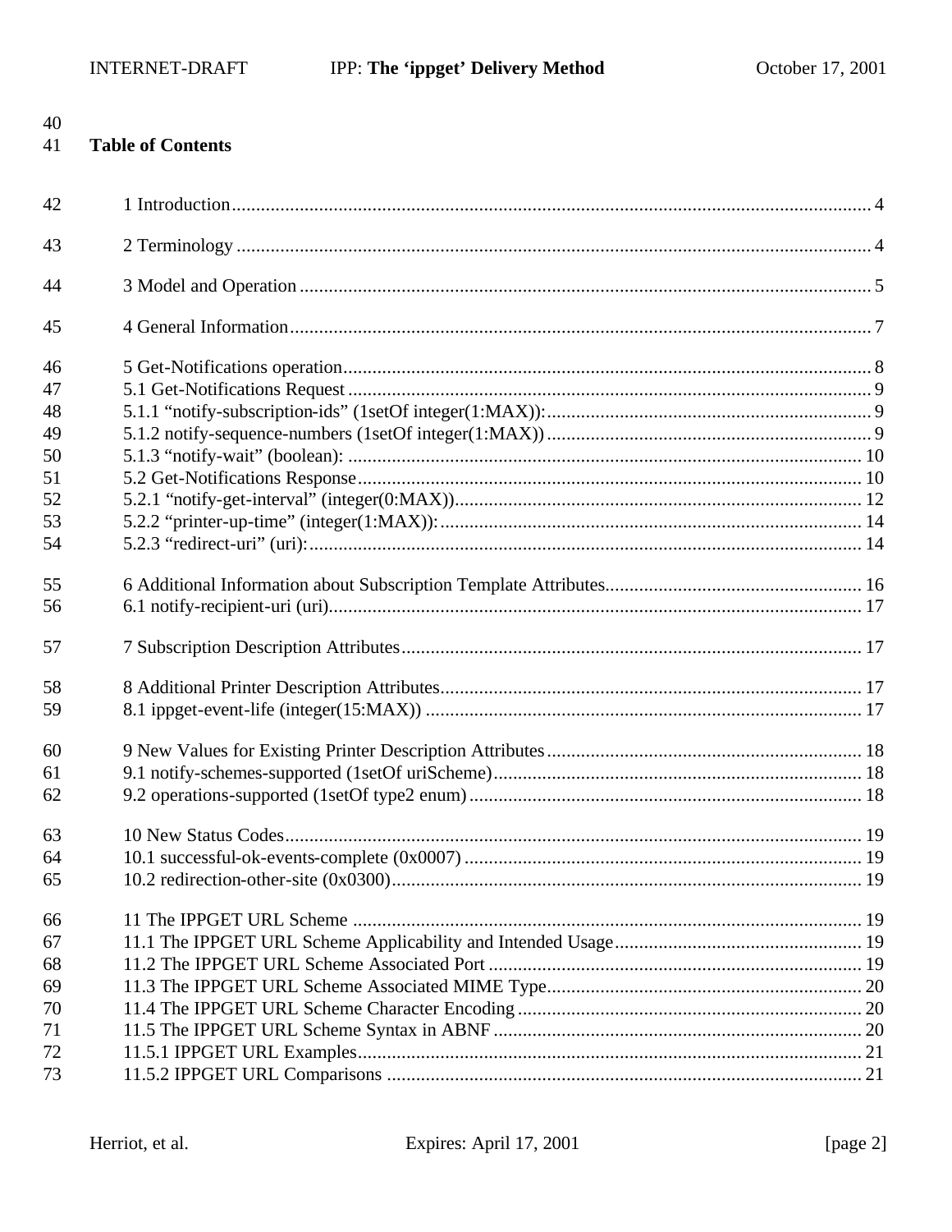**Table of Contents**

1 Introduction .......... 4

2 Terminology .......... 4

3 Model and Operation .......... 5

4 General Information .......... 7

5 Get-Notifications operation .......... 8
5.1 Get-Notifications Request .......... 9
5.1.1 "notify-subscription-ids" (1setOf integer(1:MAX)): .......... 9
5.1.2 notify-sequence-numbers (1setOf integer(1:MAX)) .......... 9
5.1.3 "notify-wait" (boolean): .......... 10
5.2 Get-Notifications Response .......... 10
5.2.1 "notify-get-interval" (integer(0:MAX)) .......... 12
5.2.2 "printer-up-time" (integer(1:MAX)): .......... 14
5.2.3 "redirect-uri" (uri): .......... 14

6 Additional Information about Subscription Template Attributes .......... 16
6.1 notify-recipient-uri (uri) .......... 17

7 Subscription Description Attributes .......... 17

8 Additional Printer Description Attributes .......... 17
8.1 ippget-event-life (integer(15:MAX)) .......... 17

9 New Values for Existing Printer Description Attributes .......... 18
9.1 notify-schemes-supported (1setOf uriScheme) .......... 18
9.2 operations-supported (1setOf type2 enum) .......... 18

10 New Status Codes .......... 19
10.1 successful-ok-events-complete (0x0007) .......... 19
10.2 redirection-other-site (0x0300) .......... 19

11 The IPPGET URL Scheme .......... 19
11.1 The IPPGET URL Scheme Applicability and Intended Usage .......... 19
11.2 The IPPGET URL Scheme Associated Port .......... 19
11.3 The IPPGET URL Scheme Associated MIME Type .......... 20
11.4 The IPPGET URL Scheme Character Encoding .......... 20
11.5 The IPPGET URL Scheme Syntax in ABNF .......... 20
11.5.1 IPPGET URL Examples .......... 21
11.5.2 IPPGET URL Comparisons .......... 21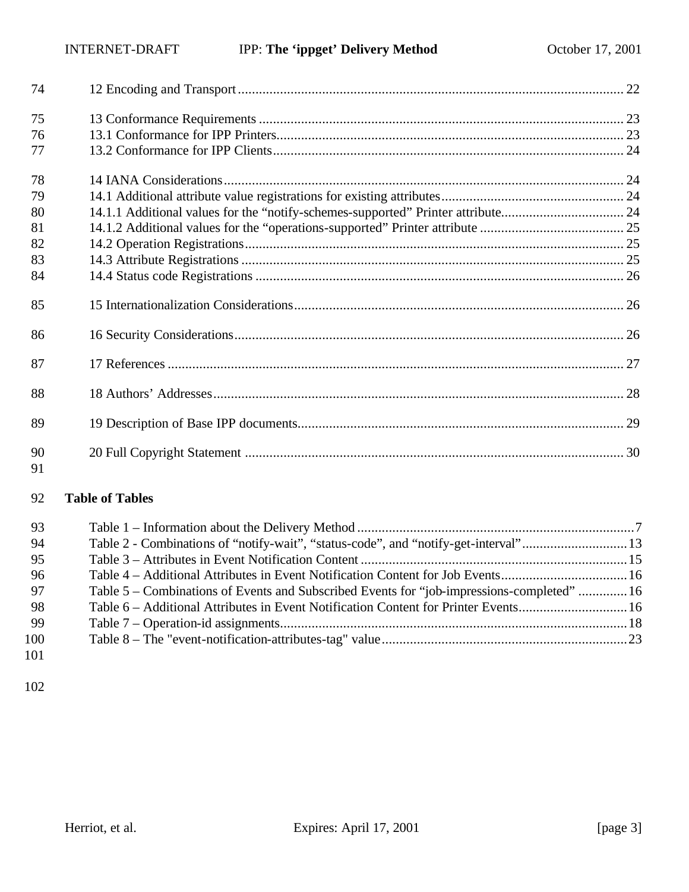12 Encoding and Transport ............................................................................................................. 22

13 Conformance Requirements ........................................................................................................ 23
13.1 Conformance for IPP Printers................................................................................................... 23
13.2 Conformance for IPP Clients.................................................................................................... 24

14 IANA Considerations .................................................................................................................. 24
14.1 Additional attribute value registrations for existing attributes.................................................... 24
14.1.1 Additional values for the “notify-schemes-supported” Printer attribute.................................. 24
14.1.2 Additional values for the “operations-supported” Printer attribute ......................................... 25
14.2 Operation Registrations............................................................................................................ 25
14.3 Attribute Registrations ............................................................................................................. 25
14.4 Status code Registrations ......................................................................................................... 26

15 Internationalization Considerations............................................................................................. 26

16 Security Considerations............................................................................................................... 26

17 References .................................................................................................................................. 27

18 Authors’ Addresses..................................................................................................................... 28

19 Description of Base IPP documents............................................................................................ 29

20 Full Copyright Statement ............................................................................................................ 30

**Table of Tables**

Table 1 – Information about the Delivery Method ...............................................................................7
Table 2 - Combinations of “notify-wait”, “status-code”, and “notify-get-interval”..............................13
Table 3 – Attributes in Event Notification Content ............................................................................15
Table 4 – Additional Attributes in Event Notification Content for Job Events....................................16
Table 5 – Combinations of Events and Subscribed Events for “job-impressions-completed” .............16
Table 6 – Additional Attributes in Event Notification Content for Printer Events...............................16
Table 7 – Operation-id assignments...................................................................................................18
Table 8 – The "event-notification-attributes-tag" value......................................................................23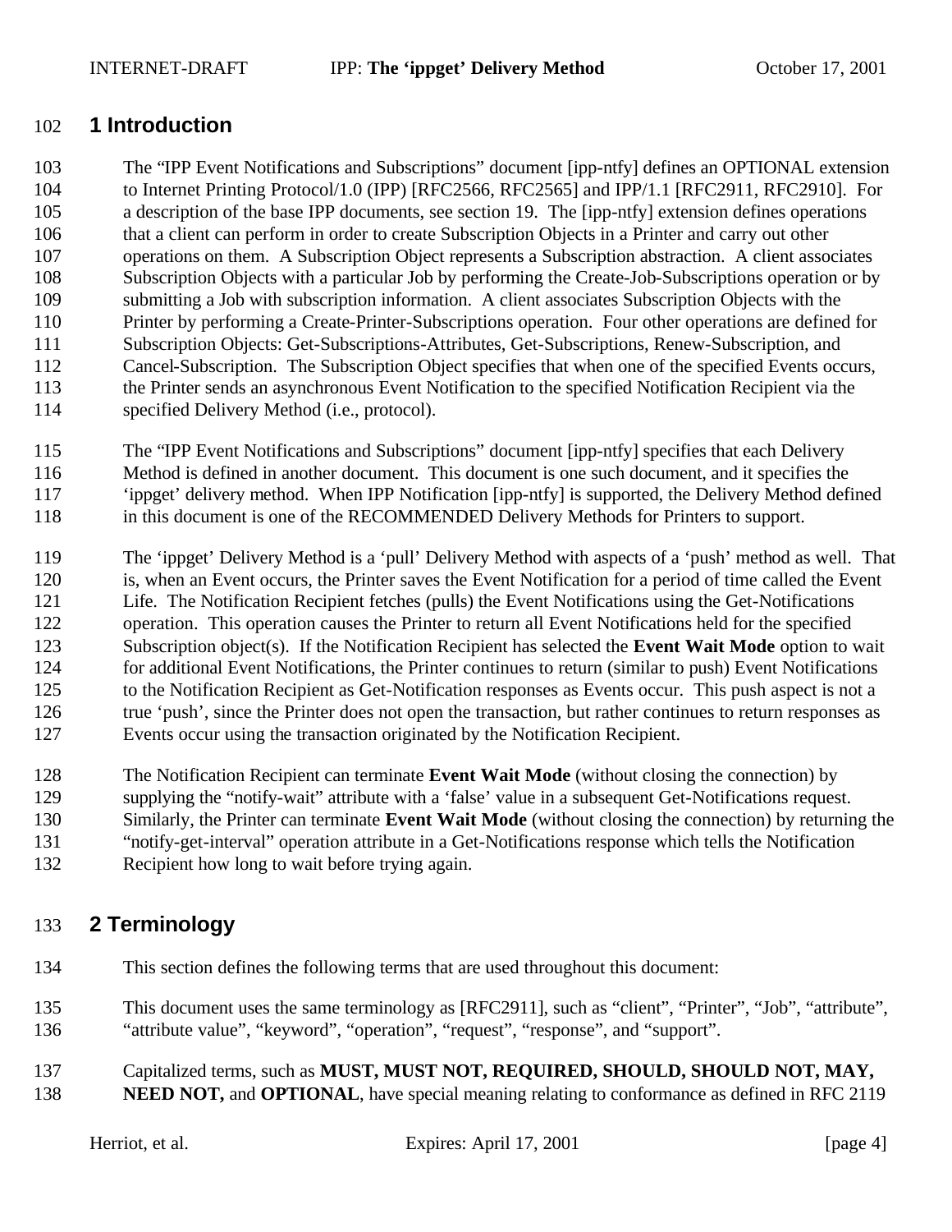# 1 Introduction

The "IPP Event Notifications and Subscriptions" document [ipp-ntfy] defines an OPTIONAL extension to Internet Printing Protocol/1.0 (IPP) [RFC2566, RFC2565] and IPP/1.1 [RFC2911, RFC2910]. For a description of the base IPP documents, see section 19. The [ipp-ntfy] extension defines operations that a client can perform in order to create Subscription Objects in a Printer and carry out other operations on them. A Subscription Object represents a Subscription abstraction. A client associates Subscription Objects with a particular Job by performing the Create-Job-Subscriptions operation or by submitting a Job with subscription information. A client associates Subscription Objects with the Printer by performing a Create-Printer-Subscriptions operation. Four other operations are defined for Subscription Objects: Get-Subscriptions-Attributes, Get-Subscriptions, Renew-Subscription, and Cancel-Subscription. The Subscription Object specifies that when one of the specified Events occurs, the Printer sends an asynchronous Event Notification to the specified Notification Recipient via the specified Delivery Method (i.e., protocol).

The "IPP Event Notifications and Subscriptions" document [ipp-ntfy] specifies that each Delivery Method is defined in another document. This document is one such document, and it specifies the 'ippget' delivery method. When IPP Notification [ipp-ntfy] is supported, the Delivery Method defined in this document is one of the RECOMMENDED Delivery Methods for Printers to support.

The 'ippget' Delivery Method is a 'pull' Delivery Method with aspects of a 'push' method as well. That is, when an Event occurs, the Printer saves the Event Notification for a period of time called the Event Life. The Notification Recipient fetches (pulls) the Event Notifications using the Get-Notifications operation. This operation causes the Printer to return all Event Notifications held for the specified Subscription object(s). If the Notification Recipient has selected the **Event Wait Mode** option to wait for additional Event Notifications, the Printer continues to return (similar to push) Event Notifications to the Notification Recipient as Get-Notification responses as Events occur. This push aspect is not a true 'push', since the Printer does not open the transaction, but rather continues to return responses as Events occur using the transaction originated by the Notification Recipient.

The Notification Recipient can terminate **Event Wait Mode** (without closing the connection) by supplying the "notify-wait" attribute with a 'false' value in a subsequent Get-Notifications request. Similarly, the Printer can terminate **Event Wait Mode** (without closing the connection) by returning the "notify-get-interval" operation attribute in a Get-Notifications response which tells the Notification Recipient how long to wait before trying again.

# 2 Terminology

This section defines the following terms that are used throughout this document:

This document uses the same terminology as [RFC2911], such as "client", "Printer", "Job", "attribute", "attribute value", "keyword", "operation", "request", "response", and "support".

Capitalized terms, such as **MUST, MUST NOT, REQUIRED, SHOULD, SHOULD NOT, MAY, NEED NOT,** and **OPTIONAL**, have special meaning relating to conformance as defined in RFC 2119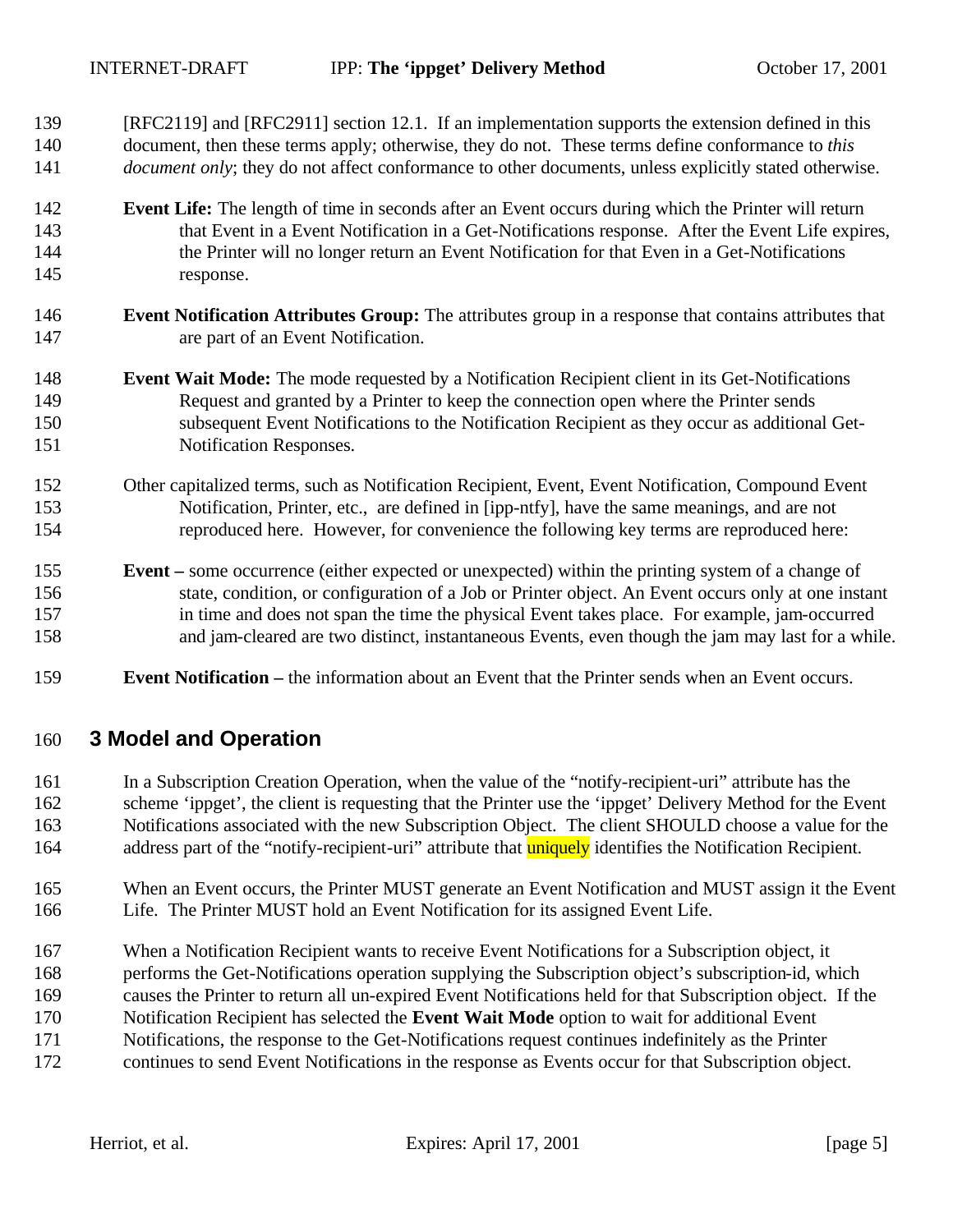[RFC2119] and [RFC2911] section 12.1. If an implementation supports the extension defined in this document, then these terms apply; otherwise, they do not. These terms define conformance to *this document only*; they do not affect conformance to other documents, unless explicitly stated otherwise.

**Event Life:** The length of time in seconds after an Event occurs during which the Printer will return that Event in a Event Notification in a Get-Notifications response. After the Event Life expires, the Printer will no longer return an Event Notification for that Even in a Get-Notifications response.

**Event Notification Attributes Group:** The attributes group in a response that contains attributes that are part of an Event Notification.

**Event Wait Mode:** The mode requested by a Notification Recipient client in its Get-Notifications Request and granted by a Printer to keep the connection open where the Printer sends subsequent Event Notifications to the Notification Recipient as they occur as additional Get-Notification Responses.

Other capitalized terms, such as Notification Recipient, Event, Event Notification, Compound Event Notification, Printer, etc., are defined in [ipp-ntfy], have the same meanings, and are not reproduced here. However, for convenience the following key terms are reproduced here:

**Event –** some occurrence (either expected or unexpected) within the printing system of a change of state, condition, or configuration of a Job or Printer object. An Event occurs only at one instant in time and does not span the time the physical Event takes place. For example, jam-occurred and jam-cleared are two distinct, instantaneous Events, even though the jam may last for a while.

**Event Notification –** the information about an Event that the Printer sends when an Event occurs.

## 3 Model and Operation

In a Subscription Creation Operation, when the value of the "notify-recipient-uri" attribute has the scheme 'ippget', the client is requesting that the Printer use the 'ippget' Delivery Method for the Event Notifications associated with the new Subscription Object. The client SHOULD choose a value for the address part of the "notify-recipient-uri" attribute that uniquely identifies the Notification Recipient.

When an Event occurs, the Printer MUST generate an Event Notification and MUST assign it the Event Life. The Printer MUST hold an Event Notification for its assigned Event Life.

When a Notification Recipient wants to receive Event Notifications for a Subscription object, it performs the Get-Notifications operation supplying the Subscription object's subscription-id, which causes the Printer to return all un-expired Event Notifications held for that Subscription object. If the Notification Recipient has selected the **Event Wait Mode** option to wait for additional Event Notifications, the response to the Get-Notifications request continues indefinitely as the Printer continues to send Event Notifications in the response as Events occur for that Subscription object.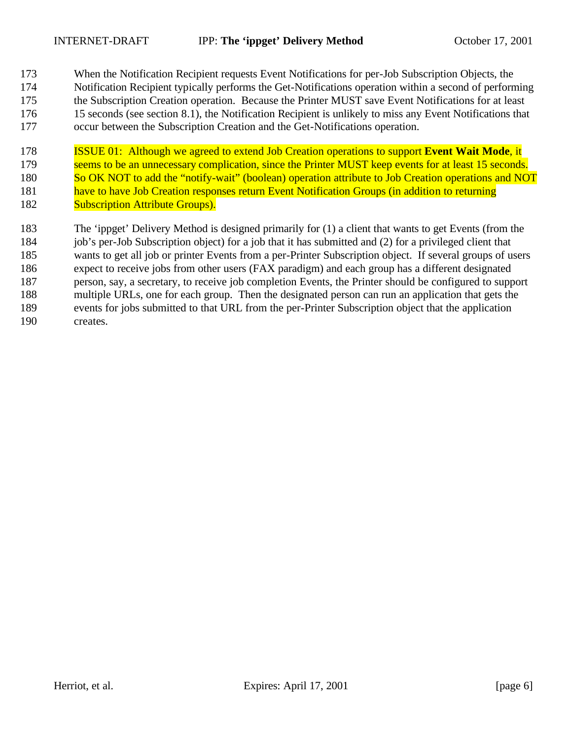When the Notification Recipient requests Event Notifications for per-Job Subscription Objects, the Notification Recipient typically performs the Get-Notifications operation within a second of performing the Subscription Creation operation. Because the Printer MUST save Event Notifications for at least 15 seconds (see section 8.1), the Notification Recipient is unlikely to miss any Event Notifications that occur between the Subscription Creation and the Get-Notifications operation.

ISSUE 01: Although we agreed to extend Job Creation operations to support **Event Wait Mode**, it seems to be an unnecessary complication, since the Printer MUST keep events for at least 15 seconds. So OK NOT to add the "notify-wait" (boolean) operation attribute to Job Creation operations and NOT have to have Job Creation responses return Event Notification Groups (in addition to returning Subscription Attribute Groups).

The 'ippget' Delivery Method is designed primarily for (1) a client that wants to get Events (from the job's per-Job Subscription object) for a job that it has submitted and (2) for a privileged client that wants to get all job or printer Events from a per-Printer Subscription object. If several groups of users expect to receive jobs from other users (FAX paradigm) and each group has a different designated person, say, a secretary, to receive job completion Events, the Printer should be configured to support multiple URLs, one for each group. Then the designated person can run an application that gets the events for jobs submitted to that URL from the per-Printer Subscription object that the application creates.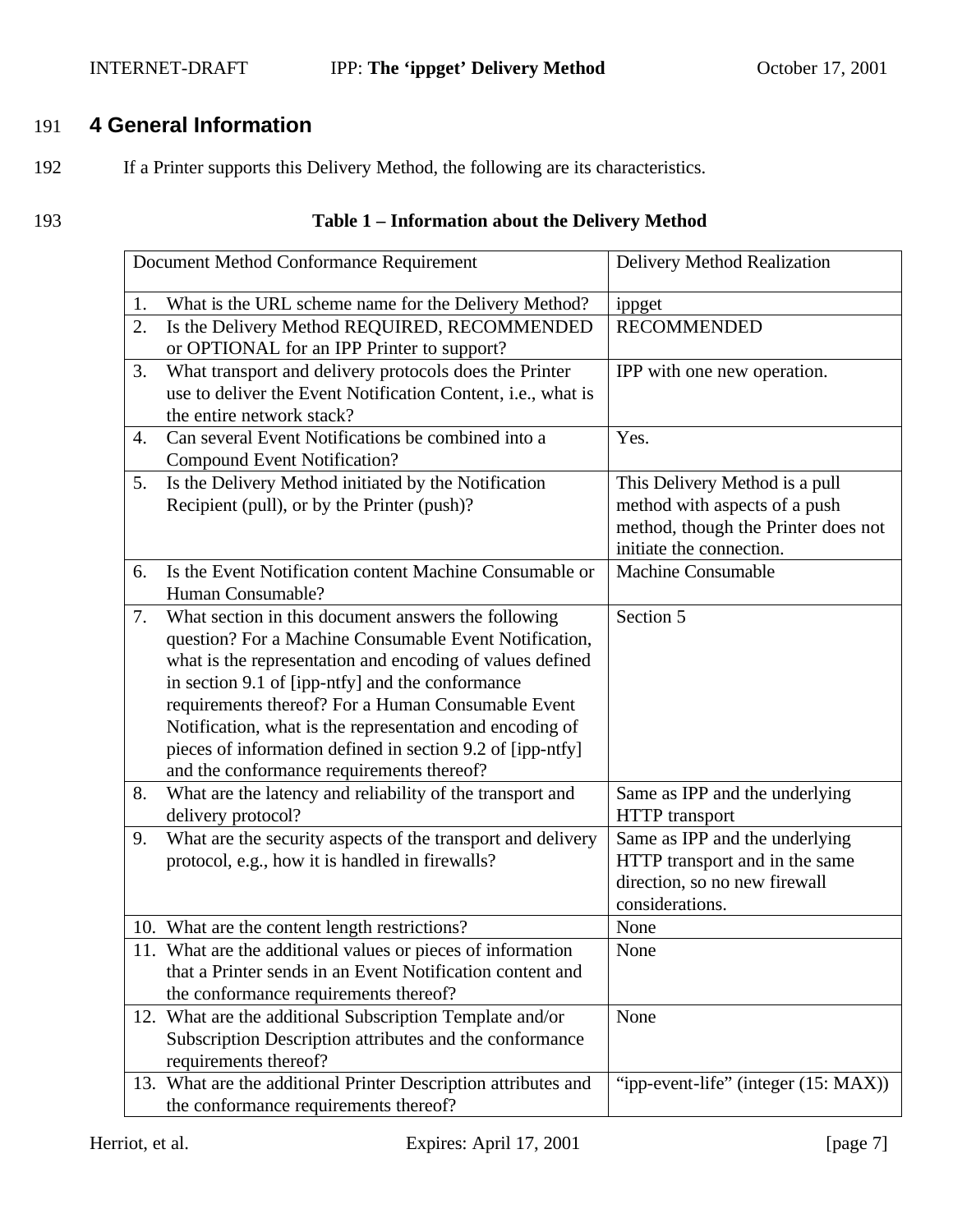# 4 General Information

If a Printer supports this Delivery Method, the following are its characteristics.

**Table 1 – Information about the Delivery Method**

| Document Method Conformance Requirement | Delivery Method Realization |
|---|---|
| 1. What is the URL scheme name for the Delivery Method? | ippget |
| 2. Is the Delivery Method REQUIRED, RECOMMENDED or OPTIONAL for an IPP Printer to support? | RECOMMENDED |
| 3. What transport and delivery protocols does the Printer use to deliver the Event Notification Content, i.e., what is the entire network stack? | IPP with one new operation. |
| 4. Can several Event Notifications be combined into a Compound Event Notification? | Yes. |
| 5. Is the Delivery Method initiated by the Notification Recipient (pull), or by the Printer (push)? | This Delivery Method is a pull method with aspects of a push method, though the Printer does not initiate the connection. |
| 6. Is the Event Notification content Machine Consumable or Human Consumable? | Machine Consumable |
| 7. What section in this document answers the following question? For a Machine Consumable Event Notification, what is the representation and encoding of values defined in section 9.1 of [ipp-ntfy] and the conformance requirements thereof? For a Human Consumable Event Notification, what is the representation and encoding of pieces of information defined in section 9.2 of [ipp-ntfy] and the conformance requirements thereof? | Section 5 |
| 8. What are the latency and reliability of the transport and delivery protocol? | Same as IPP and the underlying HTTP transport |
| 9. What are the security aspects of the transport and delivery protocol, e.g., how it is handled in firewalls? | Same as IPP and the underlying HTTP transport and in the same direction, so no new firewall considerations. |
| 10. What are the content length restrictions? | None |
| 11. What are the additional values or pieces of information that a Printer sends in an Event Notification content and the conformance requirements thereof? | None |
| 12. What are the additional Subscription Template and/or Subscription Description attributes and the conformance requirements thereof? | None |
| 13. What are the additional Printer Description attributes and the conformance requirements thereof? | "ipp-event-life" (integer (15: MAX)) |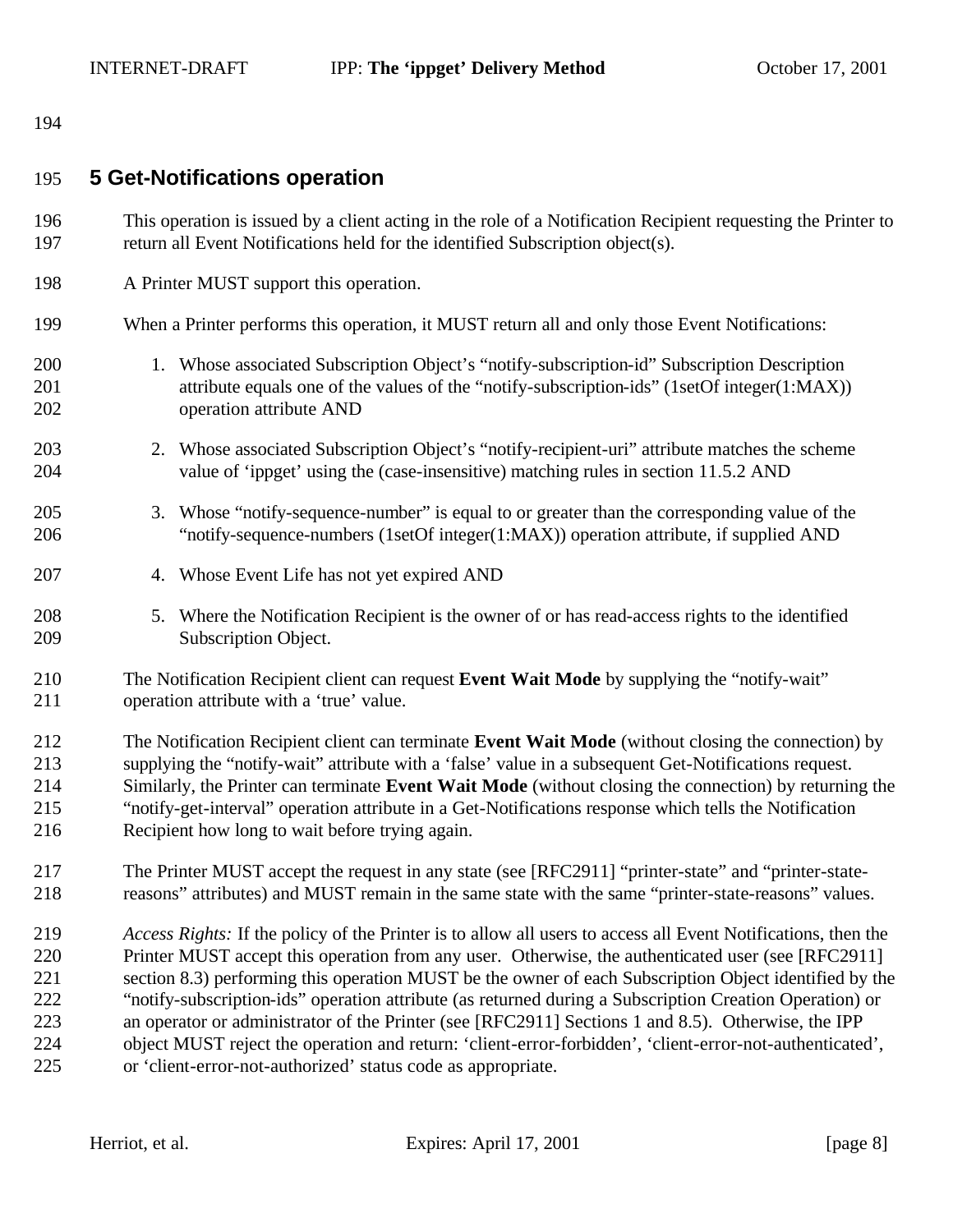# 5 Get-Notifications operation

This operation is issued by a client acting in the role of a Notification Recipient requesting the Printer to return all Event Notifications held for the identified Subscription object(s).

A Printer MUST support this operation.

When a Printer performs this operation, it MUST return all and only those Event Notifications:

1. Whose associated Subscription Object's "notify-subscription-id" Subscription Description attribute equals one of the values of the "notify-subscription-ids" (1setOf integer(1:MAX)) operation attribute AND
2. Whose associated Subscription Object's "notify-recipient-uri" attribute matches the scheme value of 'ippget' using the (case-insensitive) matching rules in section 11.5.2 AND
3. Whose "notify-sequence-number" is equal to or greater than the corresponding value of the "notify-sequence-numbers (1setOf integer(1:MAX)) operation attribute, if supplied AND
4. Whose Event Life has not yet expired AND
5. Where the Notification Recipient is the owner of or has read-access rights to the identified Subscription Object.

The Notification Recipient client can request **Event Wait Mode** by supplying the "notify-wait" operation attribute with a 'true' value.

The Notification Recipient client can terminate **Event Wait Mode** (without closing the connection) by supplying the "notify-wait" attribute with a 'false' value in a subsequent Get-Notifications request. Similarly, the Printer can terminate **Event Wait Mode** (without closing the connection) by returning the "notify-get-interval" operation attribute in a Get-Notifications response which tells the Notification Recipient how long to wait before trying again.

The Printer MUST accept the request in any state (see [RFC2911] "printer-state" and "printer-state-reasons" attributes) and MUST remain in the same state with the same "printer-state-reasons" values.

*Access Rights:* If the policy of the Printer is to allow all users to access all Event Notifications, then the Printer MUST accept this operation from any user. Otherwise, the authenticated user (see [RFC2911] section 8.3) performing this operation MUST be the owner of each Subscription Object identified by the "notify-subscription-ids" operation attribute (as returned during a Subscription Creation Operation) or an operator or administrator of the Printer (see [RFC2911] Sections 1 and 8.5). Otherwise, the IPP object MUST reject the operation and return: 'client-error-forbidden', 'client-error-not-authenticated', or 'client-error-not-authorized' status code as appropriate.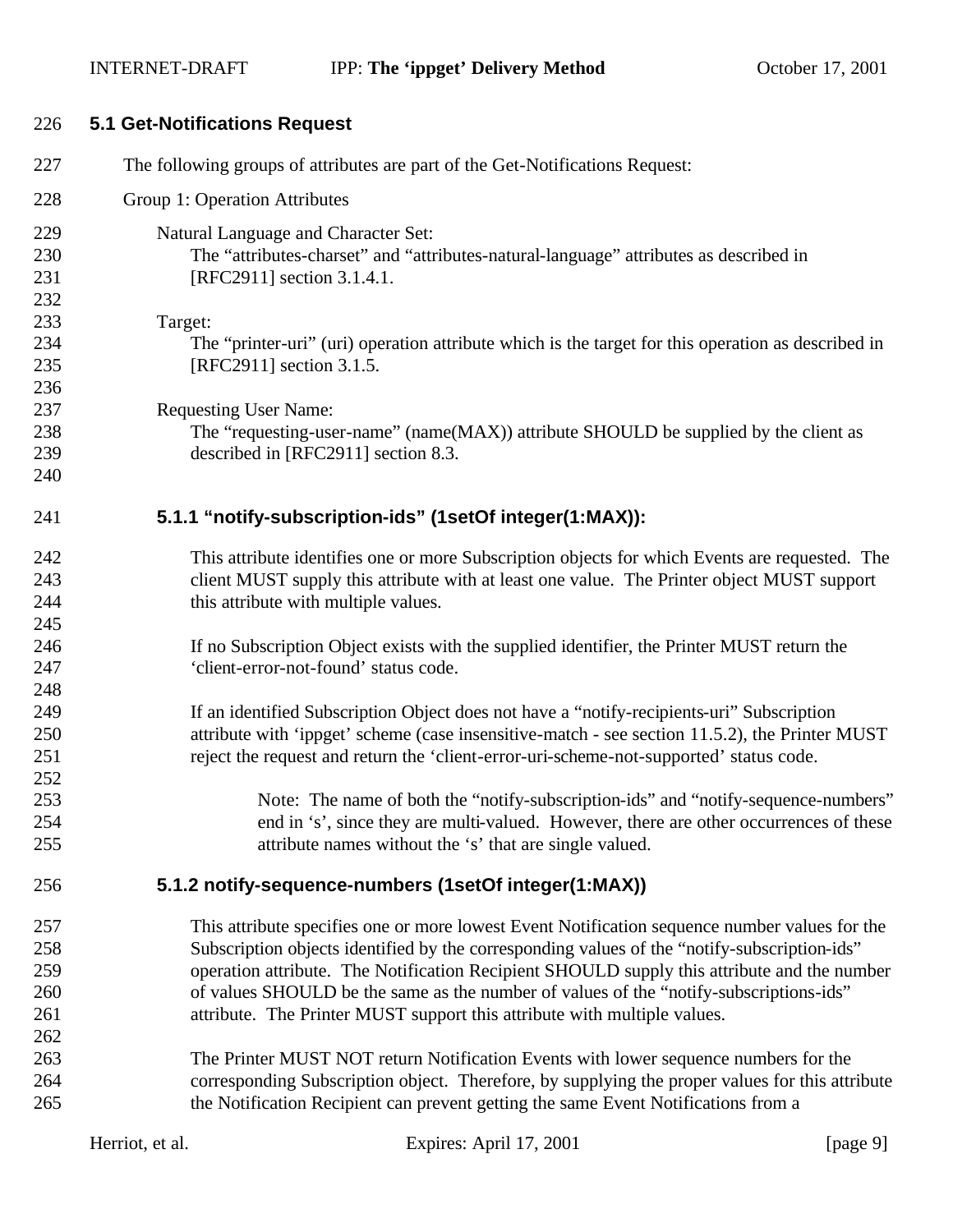### 5.1 Get-Notifications Request

The following groups of attributes are part of the Get-Notifications Request:

Group 1: Operation Attributes

Natural Language and Character Set:
The “attributes-charset” and “attributes-natural-language” attributes as described in [RFC2911] section 3.1.4.1.

Target:
The “printer-uri” (uri) operation attribute which is the target for this operation as described in [RFC2911] section 3.1.5.

Requesting User Name:
The “requesting-user-name” (name(MAX)) attribute SHOULD be supplied by the client as described in [RFC2911] section 8.3.

#### 5.1.1 “notify-subscription-ids” (1setOf integer(1:MAX)):

This attribute identifies one or more Subscription objects for which Events are requested. The client MUST supply this attribute with at least one value. The Printer object MUST support this attribute with multiple values.

If no Subscription Object exists with the supplied identifier, the Printer MUST return the ‘client-error-not-found’ status code.

If an identified Subscription Object does not have a “notify-recipients-uri” Subscription attribute with ‘ippget’ scheme (case insensitive-match - see section 11.5.2), the Printer MUST reject the request and return the ‘client-error-uri-scheme-not-supported’ status code.

> Note: The name of both the “notify-subscription-ids” and “notify-sequence-numbers” end in ‘s’, since they are multi-valued. However, there are other occurrences of these attribute names without the ‘s’ that are single valued.

#### 5.1.2 notify-sequence-numbers (1setOf integer(1:MAX))

This attribute specifies one or more lowest Event Notification sequence number values for the Subscription objects identified by the corresponding values of the “notify-subscription-ids” operation attribute. The Notification Recipient SHOULD supply this attribute and the number of values SHOULD be the same as the number of values of the “notify-subscriptions-ids” attribute. The Printer MUST support this attribute with multiple values.

The Printer MUST NOT return Notification Events with lower sequence numbers for the corresponding Subscription object. Therefore, by supplying the proper values for this attribute the Notification Recipient can prevent getting the same Event Notifications from a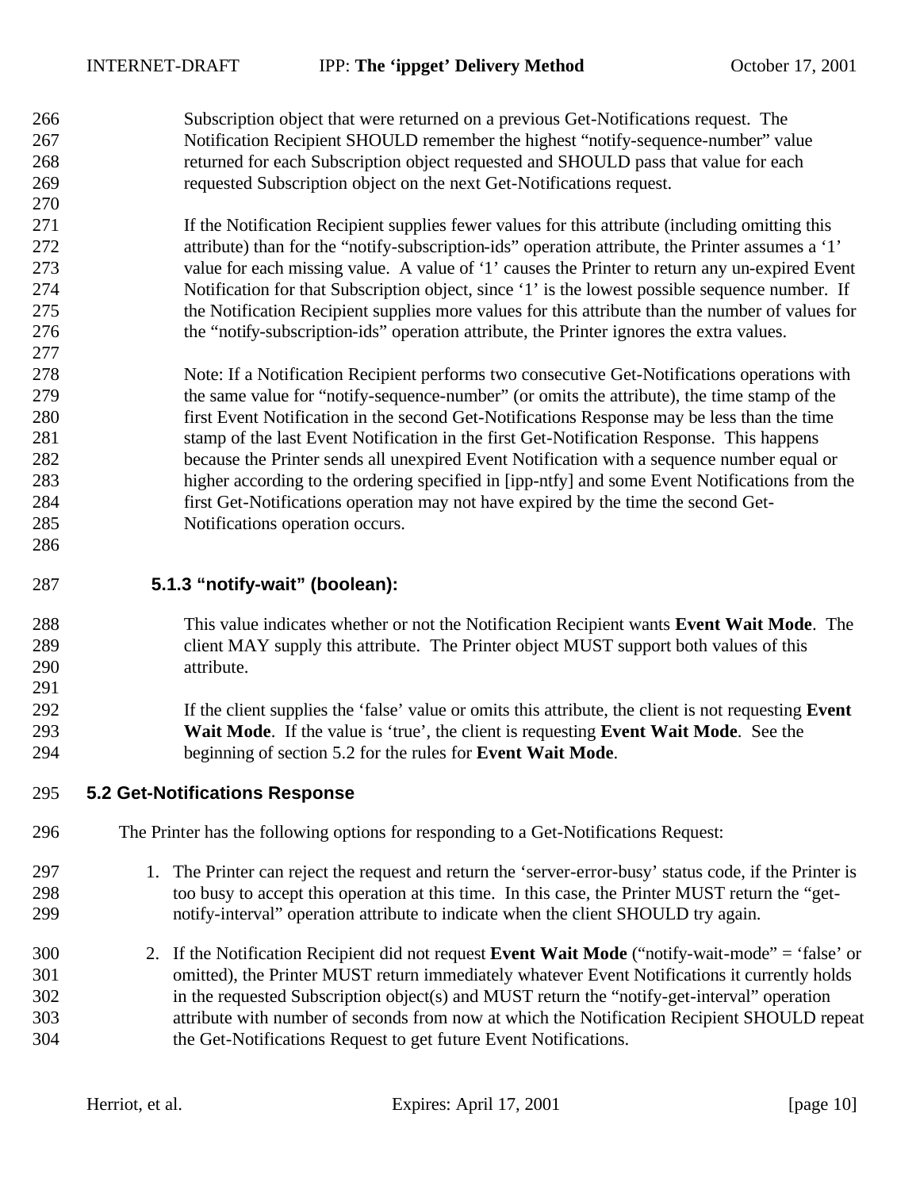Subscription object that were returned on a previous Get-Notifications request. The Notification Recipient SHOULD remember the highest "notify-sequence-number" value returned for each Subscription object requested and SHOULD pass that value for each requested Subscription object on the next Get-Notifications request.

If the Notification Recipient supplies fewer values for this attribute (including omitting this attribute) than for the "notify-subscription-ids" operation attribute, the Printer assumes a '1' value for each missing value. A value of '1' causes the Printer to return any un-expired Event Notification for that Subscription object, since '1' is the lowest possible sequence number. If the Notification Recipient supplies more values for this attribute than the number of values for the "notify-subscription-ids" operation attribute, the Printer ignores the extra values.

Note: If a Notification Recipient performs two consecutive Get-Notifications operations with the same value for "notify-sequence-number" (or omits the attribute), the time stamp of the first Event Notification in the second Get-Notifications Response may be less than the time stamp of the last Event Notification in the first Get-Notification Response. This happens because the Printer sends all unexpired Event Notification with a sequence number equal or higher according to the ordering specified in [ipp-ntfy] and some Event Notifications from the first Get-Notifications operation may not have expired by the time the second Get-Notifications operation occurs.

#### 5.1.3 "notify-wait" (boolean):

This value indicates whether or not the Notification Recipient wants **Event Wait Mode**. The client MAY supply this attribute. The Printer object MUST support both values of this attribute.

If the client supplies the 'false' value or omits this attribute, the client is not requesting **Event Wait Mode**. If the value is 'true', the client is requesting **Event Wait Mode**. See the beginning of section 5.2 for the rules for **Event Wait Mode**.

### 5.2 Get-Notifications Response

The Printer has the following options for responding to a Get-Notifications Request:

1. The Printer can reject the request and return the 'server-error-busy' status code, if the Printer is too busy to accept this operation at this time. In this case, the Printer MUST return the "get-notify-interval" operation attribute to indicate when the client SHOULD try again.

2. If the Notification Recipient did not request **Event Wait Mode** ("notify-wait-mode" = 'false' or omitted), the Printer MUST return immediately whatever Event Notifications it currently holds in the requested Subscription object(s) and MUST return the "notify-get-interval" operation attribute with number of seconds from now at which the Notification Recipient SHOULD repeat the Get-Notifications Request to get future Event Notifications.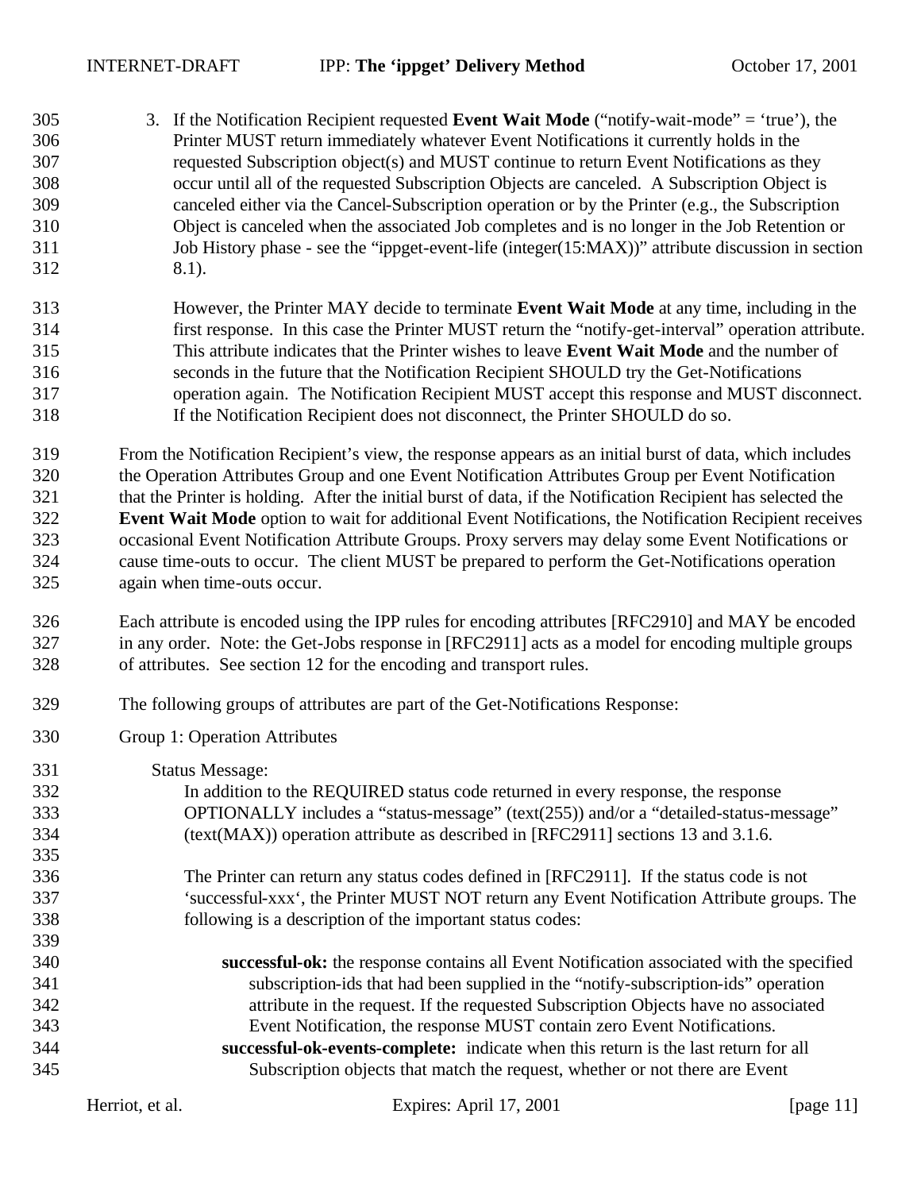3. If the Notification Recipient requested **Event Wait Mode** ("notify-wait-mode" = 'true'), the Printer MUST return immediately whatever Event Notifications it currently holds in the requested Subscription object(s) and MUST continue to return Event Notifications as they occur until all of the requested Subscription Objects are canceled. A Subscription Object is canceled either via the Cancel-Subscription operation or by the Printer (e.g., the Subscription Object is canceled when the associated Job completes and is no longer in the Job Retention or Job History phase - see the "ippget-event-life (integer(15:MAX))" attribute discussion in section 8.1).

   However, the Printer MAY decide to terminate **Event Wait Mode** at any time, including in the first response. In this case the Printer MUST return the "notify-get-interval" operation attribute. This attribute indicates that the Printer wishes to leave **Event Wait Mode** and the number of seconds in the future that the Notification Recipient SHOULD try the Get-Notifications operation again. The Notification Recipient MUST accept this response and MUST disconnect. If the Notification Recipient does not disconnect, the Printer SHOULD do so.

From the Notification Recipient's view, the response appears as an initial burst of data, which includes the Operation Attributes Group and one Event Notification Attributes Group per Event Notification that the Printer is holding. After the initial burst of data, if the Notification Recipient has selected the **Event Wait Mode** option to wait for additional Event Notifications, the Notification Recipient receives occasional Event Notification Attribute Groups. Proxy servers may delay some Event Notifications or cause time-outs to occur. The client MUST be prepared to perform the Get-Notifications operation again when time-outs occur.

Each attribute is encoded using the IPP rules for encoding attributes [RFC2910] and MAY be encoded in any order. Note: the Get-Jobs response in [RFC2911] acts as a model for encoding multiple groups of attributes. See section 12 for the encoding and transport rules.

The following groups of attributes are part of the Get-Notifications Response:

Group 1: Operation Attributes

Status Message:
In addition to the REQUIRED status code returned in every response, the response OPTIONALLY includes a "status-message" (text(255)) and/or a "detailed-status-message" (text(MAX)) operation attribute as described in [RFC2911] sections 13 and 3.1.6.

The Printer can return any status codes defined in [RFC2911]. If the status code is not 'successful-xxx', the Printer MUST NOT return any Event Notification Attribute groups. The following is a description of the important status codes:

**successful-ok:** the response contains all Event Notification associated with the specified subscription-ids that had been supplied in the "notify-subscription-ids" operation attribute in the request. If the requested Subscription Objects have no associated Event Notification, the response MUST contain zero Event Notifications.

**successful-ok-events-complete:** indicate when this return is the last return for all Subscription objects that match the request, whether or not there are Event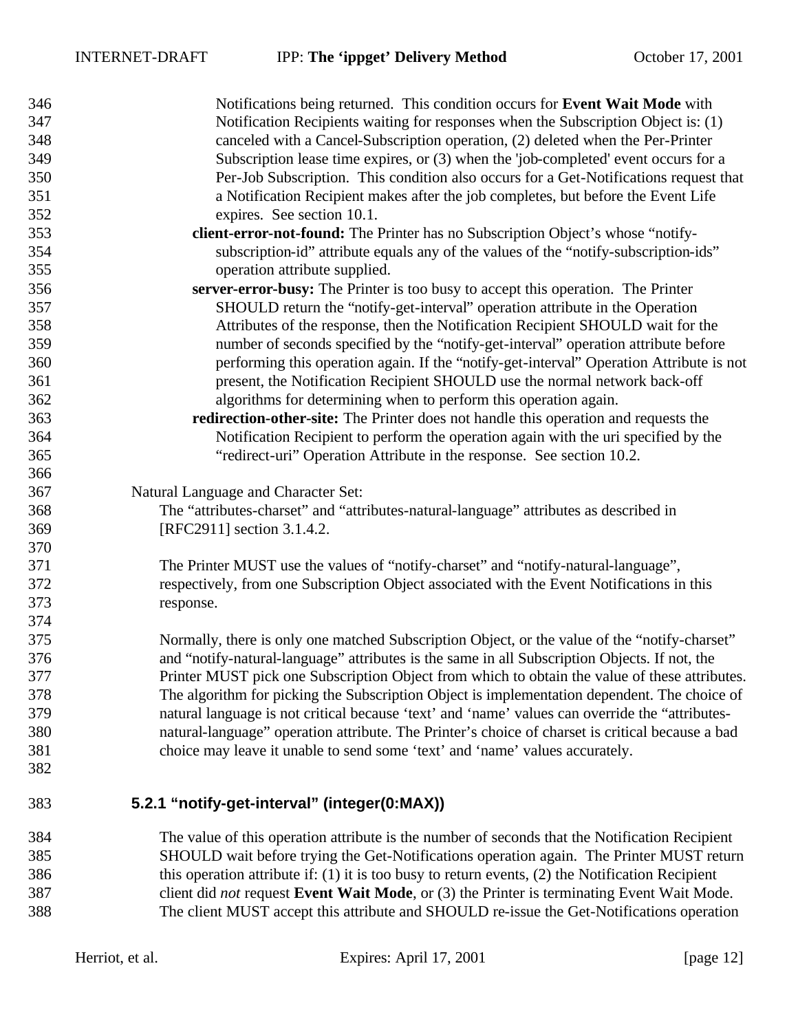Notifications being returned. This condition occurs for **Event Wait Mode** with Notification Recipients waiting for responses when the Subscription Object is: (1) canceled with a Cancel-Subscription operation, (2) deleted when the Per-Printer Subscription lease time expires, or (3) when the 'job-completed' event occurs for a Per-Job Subscription. This condition also occurs for a Get-Notifications request that a Notification Recipient makes after the job completes, but before the Event Life expires. See section 10.1.

**client-error-not-found:** The Printer has no Subscription Object's whose "notify-subscription-id" attribute equals any of the values of the "notify-subscription-ids" operation attribute supplied.

**server-error-busy:** The Printer is too busy to accept this operation. The Printer SHOULD return the "notify-get-interval" operation attribute in the Operation Attributes of the response, then the Notification Recipient SHOULD wait for the number of seconds specified by the "notify-get-interval" operation attribute before performing this operation again. If the "notify-get-interval" Operation Attribute is not present, the Notification Recipient SHOULD use the normal network back-off algorithms for determining when to perform this operation again.

**redirection-other-site:** The Printer does not handle this operation and requests the Notification Recipient to perform the operation again with the uri specified by the "redirect-uri" Operation Attribute in the response. See section 10.2.

Natural Language and Character Set:

The "attributes-charset" and "attributes-natural-language" attributes as described in [RFC2911] section 3.1.4.2.

The Printer MUST use the values of "notify-charset" and "notify-natural-language", respectively, from one Subscription Object associated with the Event Notifications in this response.

Normally, there is only one matched Subscription Object, or the value of the "notify-charset" and "notify-natural-language" attributes is the same in all Subscription Objects. If not, the Printer MUST pick one Subscription Object from which to obtain the value of these attributes. The algorithm for picking the Subscription Object is implementation dependent. The choice of natural language is not critical because 'text' and 'name' values can override the "attributes-natural-language" operation attribute. The Printer's choice of charset is critical because a bad choice may leave it unable to send some 'text' and 'name' values accurately.

### 5.2.1 "notify-get-interval" (integer(0:MAX))

The value of this operation attribute is the number of seconds that the Notification Recipient SHOULD wait before trying the Get-Notifications operation again. The Printer MUST return this operation attribute if: (1) it is too busy to return events, (2) the Notification Recipient client did *not* request **Event Wait Mode**, or (3) the Printer is terminating Event Wait Mode. The client MUST accept this attribute and SHOULD re-issue the Get-Notifications operation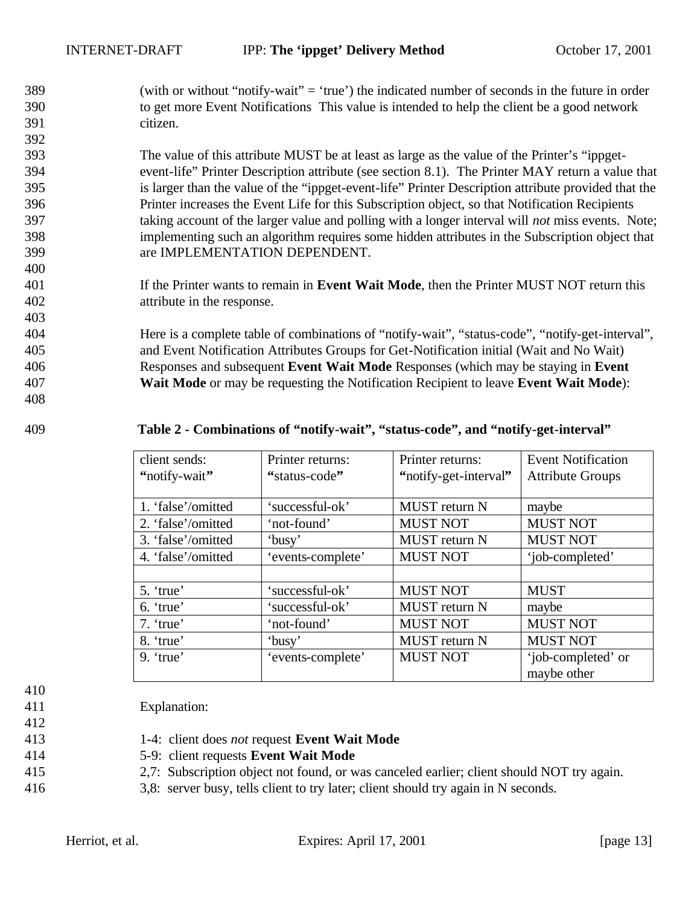(with or without "notify-wait" = 'true') the indicated number of seconds in the future in order to get more Event Notifications This value is intended to help the client be a good network citizen.

The value of this attribute MUST be at least as large as the value of the Printer's "ippget-event-life" Printer Description attribute (see section 8.1). The Printer MAY return a value that is larger than the value of the "ippget-event-life" Printer Description attribute provided that the Printer increases the Event Life for this Subscription object, so that Notification Recipients taking account of the larger value and polling with a longer interval will *not* miss events. Note; implementing such an algorithm requires some hidden attributes in the Subscription object that are IMPLEMENTATION DEPENDENT.

If the Printer wants to remain in **Event Wait Mode**, then the Printer MUST NOT return this attribute in the response.

Here is a complete table of combinations of "notify-wait", "status-code", "notify-get-interval", and Event Notification Attributes Groups for Get-Notification initial (Wait and No Wait) Responses and subsequent **Event Wait Mode** Responses (which may be staying in **Event Wait Mode** or may be requesting the Notification Recipient to leave **Event Wait Mode**):

**Table 2 - Combinations of "notify-wait", "status-code", and "notify-get-interval"**

| client sends: "notify-wait" | Printer returns: "status-code" | Printer returns: "notify-get-interval" | Event Notification Attribute Groups |
|---|---|---|---|
| 1. 'false'/omitted | 'successful-ok' | MUST return N | maybe |
| 2. 'false'/omitted | 'not-found' | MUST NOT | MUST NOT |
| 3. 'false'/omitted | 'busy' | MUST return N | MUST NOT |
| 4. 'false'/omitted | 'events-complete' | MUST NOT | 'job-completed' |
| | | | |
| 5. 'true' | 'successful-ok' | MUST NOT | MUST |
| 6. 'true' | 'successful-ok' | MUST return N | maybe |
| 7. 'true' | 'not-found' | MUST NOT | MUST NOT |
| 8. 'true' | 'busy' | MUST return N | MUST NOT |
| 9. 'true' | 'events-complete' | MUST NOT | 'job-completed' or maybe other |

Explanation:

1-4: client does *not* request **Event Wait Mode**
5-9: client requests **Event Wait Mode**
2,7: Subscription object not found, or was canceled earlier; client should NOT try again.
3,8: server busy, tells client to try later; client should try again in N seconds.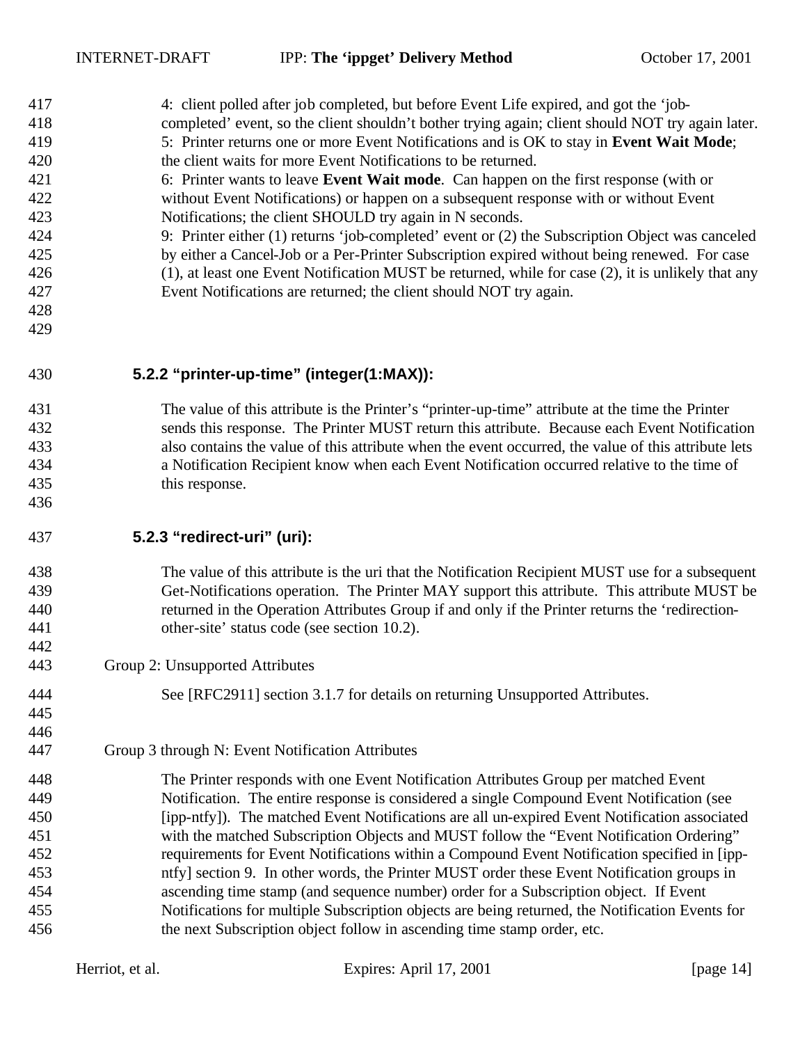4: client polled after job completed, but before Event Life expired, and got the 'job-completed' event, so the client shouldn't bother trying again; client should NOT try again later.
5: Printer returns one or more Event Notifications and is OK to stay in **Event Wait Mode**; the client waits for more Event Notifications to be returned.
6: Printer wants to leave **Event Wait mode**. Can happen on the first response (with or without Event Notifications) or happen on a subsequent response with or without Event Notifications; the client SHOULD try again in N seconds.
9: Printer either (1) returns 'job-completed' event or (2) the Subscription Object was canceled by either a Cancel-Job or a Per-Printer Subscription expired without being renewed. For case (1), at least one Event Notification MUST be returned, while for case (2), it is unlikely that any Event Notifications are returned; the client should NOT try again.

### 5.2.2 "printer-up-time" (integer(1:MAX)):

The value of this attribute is the Printer's "printer-up-time" attribute at the time the Printer sends this response. The Printer MUST return this attribute. Because each Event Notification also contains the value of this attribute when the event occurred, the value of this attribute lets a Notification Recipient know when each Event Notification occurred relative to the time of this response.

### 5.2.3 "redirect-uri" (uri):

The value of this attribute is the uri that the Notification Recipient MUST use for a subsequent Get-Notifications operation. The Printer MAY support this attribute. This attribute MUST be returned in the Operation Attributes Group if and only if the Printer returns the 'redirection-other-site' status code (see section 10.2).

Group 2: Unsupported Attributes

See [RFC2911] section 3.1.7 for details on returning Unsupported Attributes.

Group 3 through N: Event Notification Attributes

The Printer responds with one Event Notification Attributes Group per matched Event Notification. The entire response is considered a single Compound Event Notification (see [ipp-ntfy]). The matched Event Notifications are all un-expired Event Notification associated with the matched Subscription Objects and MUST follow the "Event Notification Ordering" requirements for Event Notifications within a Compound Event Notification specified in [ipp-ntfy] section 9. In other words, the Printer MUST order these Event Notification groups in ascending time stamp (and sequence number) order for a Subscription object. If Event Notifications for multiple Subscription objects are being returned, the Notification Events for the next Subscription object follow in ascending time stamp order, etc.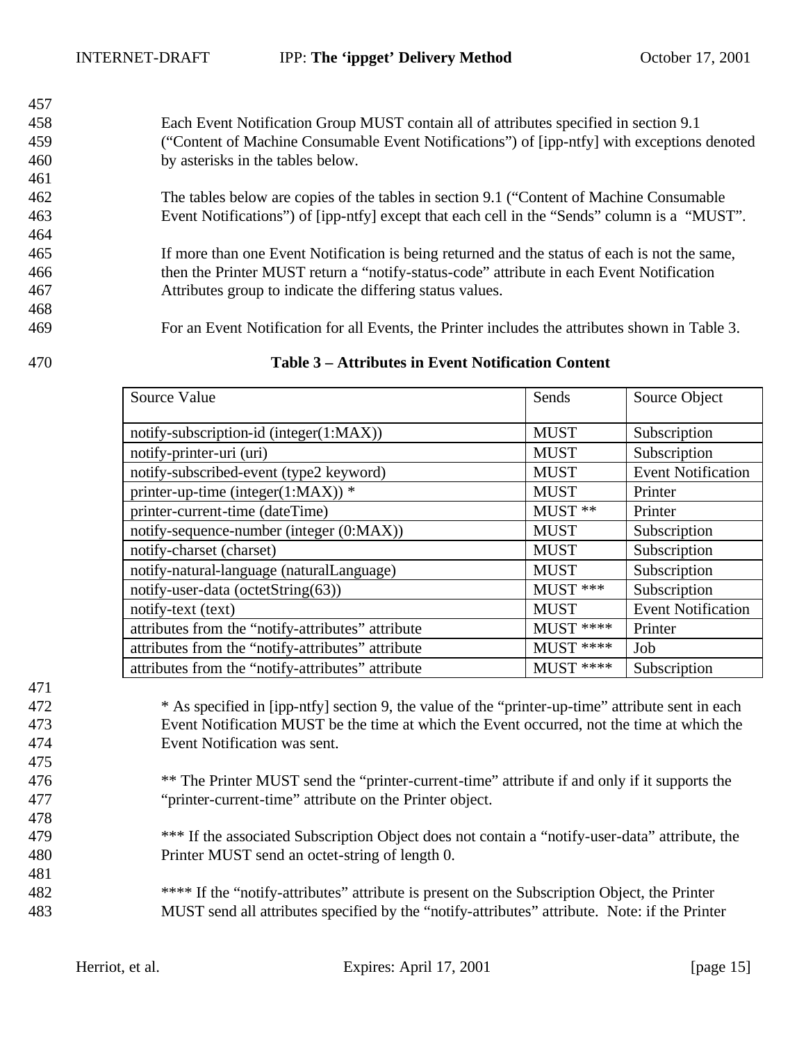Each Event Notification Group MUST contain all of attributes specified in section 9.1 ("Content of Machine Consumable Event Notifications") of [ipp-ntfy] with exceptions denoted by asterisks in the tables below.

The tables below are copies of the tables in section 9.1 ("Content of Machine Consumable Event Notifications") of [ipp-ntfy] except that each cell in the "Sends" column is a "MUST".

If more than one Event Notification is being returned and the status of each is not the same, then the Printer MUST return a "notify-status-code" attribute in each Event Notification Attributes group to indicate the differing status values.

For an Event Notification for all Events, the Printer includes the attributes shown in Table 3.

**Table 3 – Attributes in Event Notification Content**

| Source Value | Sends | Source Object |
|---|---|---|
| notify-subscription-id (integer(1:MAX)) | MUST | Subscription |
| notify-printer-uri (uri) | MUST | Subscription |
| notify-subscribed-event (type2 keyword) | MUST | Event Notification |
| printer-up-time (integer(1:MAX)) * | MUST | Printer |
| printer-current-time (dateTime) | MUST ** | Printer |
| notify-sequence-number (integer (0:MAX)) | MUST | Subscription |
| notify-charset (charset) | MUST | Subscription |
| notify-natural-language (naturalLanguage) | MUST | Subscription |
| notify-user-data (octetString(63)) | MUST *** | Subscription |
| notify-text (text) | MUST | Event Notification |
| attributes from the "notify-attributes" attribute | MUST **** | Printer |
| attributes from the "notify-attributes" attribute | MUST **** | Job |
| attributes from the "notify-attributes" attribute | MUST **** | Subscription |

* As specified in [ipp-ntfy] section 9, the value of the "printer-up-time" attribute sent in each Event Notification MUST be the time at which the Event occurred, not the time at which the Event Notification was sent.

** The Printer MUST send the "printer-current-time" attribute if and only if it supports the "printer-current-time" attribute on the Printer object.

*** If the associated Subscription Object does not contain a "notify-user-data" attribute, the Printer MUST send an octet-string of length 0.

**** If the "notify-attributes" attribute is present on the Subscription Object, the Printer MUST send all attributes specified by the "notify-attributes" attribute. Note: if the Printer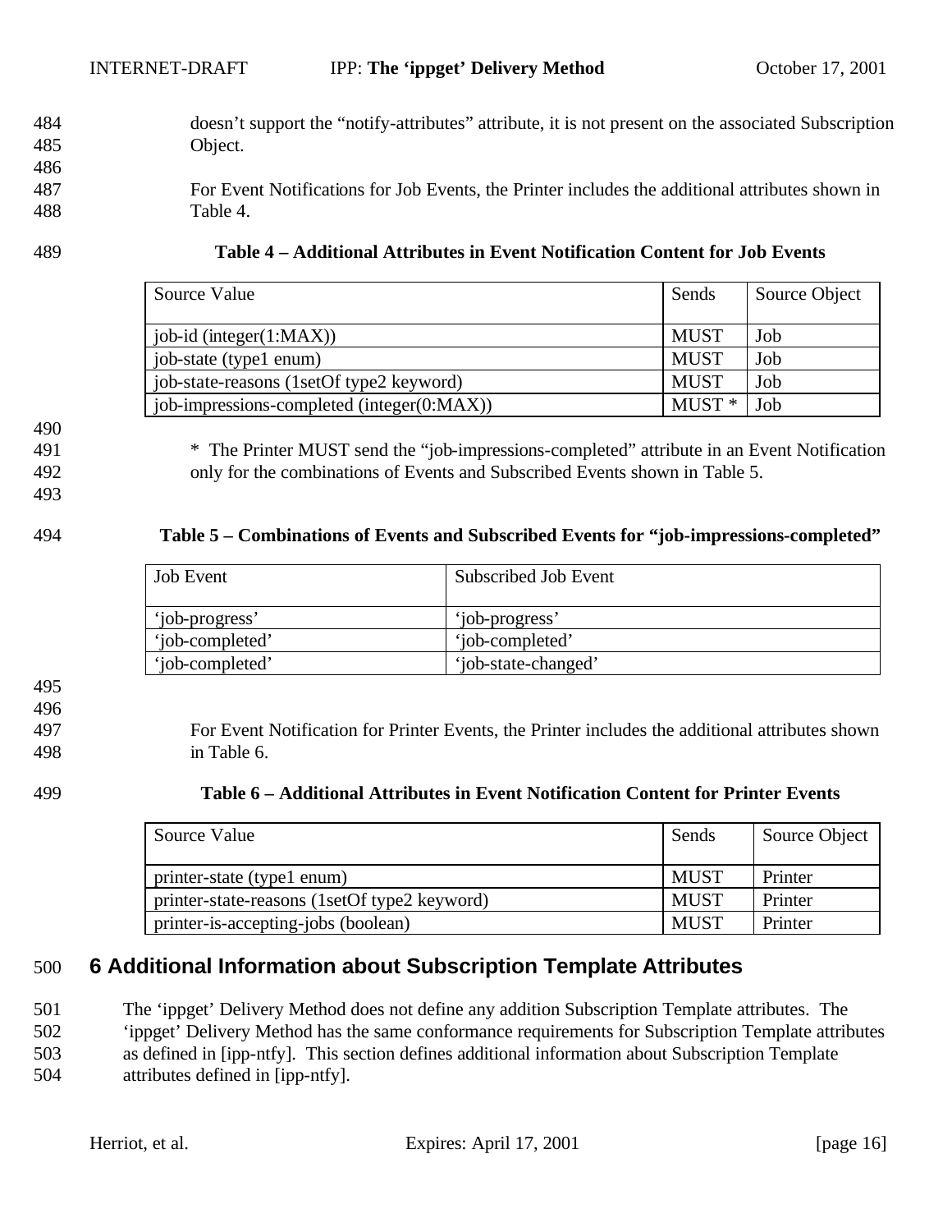doesn't support the "notify-attributes" attribute, it is not present on the associated Subscription Object.

For Event Notifications for Job Events, the Printer includes the additional attributes shown in Table 4.

**Table 4 – Additional Attributes in Event Notification Content for Job Events**

| Source Value | Sends | Source Object |
|---|---|---|
| job-id (integer(1:MAX)) | MUST | Job |
| job-state (type1 enum) | MUST | Job |
| job-state-reasons (1setOf type2 keyword) | MUST | Job |
| job-impressions-completed (integer(0:MAX)) | MUST * | Job |

* The Printer MUST send the "job-impressions-completed" attribute in an Event Notification only for the combinations of Events and Subscribed Events shown in Table 5.

**Table 5 – Combinations of Events and Subscribed Events for "job-impressions-completed"**

| Job Event | Subscribed Job Event |
|---|---|
| 'job-progress' | 'job-progress' |
| 'job-completed' | 'job-completed' |
| 'job-completed' | 'job-state-changed' |

For Event Notification for Printer Events, the Printer includes the additional attributes shown in Table 6.

**Table 6 – Additional Attributes in Event Notification Content for Printer Events**

| Source Value | Sends | Source Object |
|---|---|---|
| printer-state (type1 enum) | MUST | Printer |
| printer-state-reasons (1setOf type2 keyword) | MUST | Printer |
| printer-is-accepting-jobs (boolean) | MUST | Printer |

# 6 Additional Information about Subscription Template Attributes

The 'ippget' Delivery Method does not define any addition Subscription Template attributes. The 'ippget' Delivery Method has the same conformance requirements for Subscription Template attributes as defined in [ipp-ntfy]. This section defines additional information about Subscription Template attributes defined in [ipp-ntfy].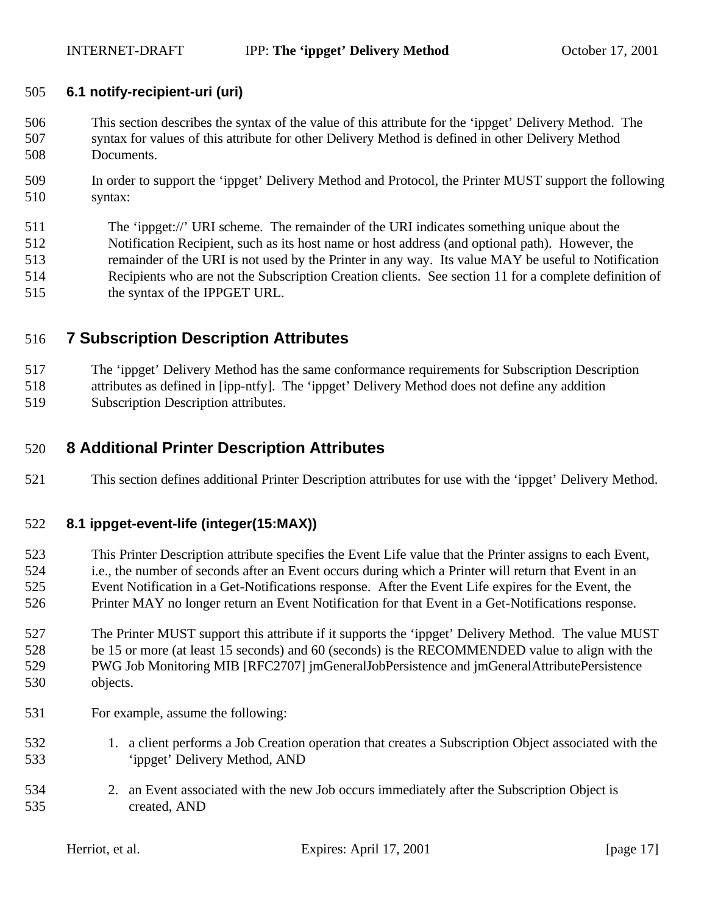### 6.1 notify-recipient-uri (uri)

This section describes the syntax of the value of this attribute for the 'ippget' Delivery Method. The syntax for values of this attribute for other Delivery Method is defined in other Delivery Method Documents.

In order to support the 'ippget' Delivery Method and Protocol, the Printer MUST support the following syntax:

> The 'ippget://' URI scheme. The remainder of the URI indicates something unique about the Notification Recipient, such as its host name or host address (and optional path). However, the remainder of the URI is not used by the Printer in any way. Its value MAY be useful to Notification Recipients who are not the Subscription Creation clients. See section 11 for a complete definition of the syntax of the IPPGET URL.

## 7 Subscription Description Attributes

The 'ippget' Delivery Method has the same conformance requirements for Subscription Description attributes as defined in [ipp-ntfy]. The 'ippget' Delivery Method does not define any addition Subscription Description attributes.

## 8 Additional Printer Description Attributes

This section defines additional Printer Description attributes for use with the 'ippget' Delivery Method.

### 8.1 ippget-event-life (integer(15:MAX))

This Printer Description attribute specifies the Event Life value that the Printer assigns to each Event, i.e., the number of seconds after an Event occurs during which a Printer will return that Event in an Event Notification in a Get-Notifications response. After the Event Life expires for the Event, the Printer MAY no longer return an Event Notification for that Event in a Get-Notifications response.

The Printer MUST support this attribute if it supports the 'ippget' Delivery Method. The value MUST be 15 or more (at least 15 seconds) and 60 (seconds) is the RECOMMENDED value to align with the PWG Job Monitoring MIB [RFC2707] jmGeneralJobPersistence and jmGeneralAttributePersistence objects.

For example, assume the following:

1. a client performs a Job Creation operation that creates a Subscription Object associated with the 'ippget' Delivery Method, AND
2. an Event associated with the new Job occurs immediately after the Subscription Object is created, AND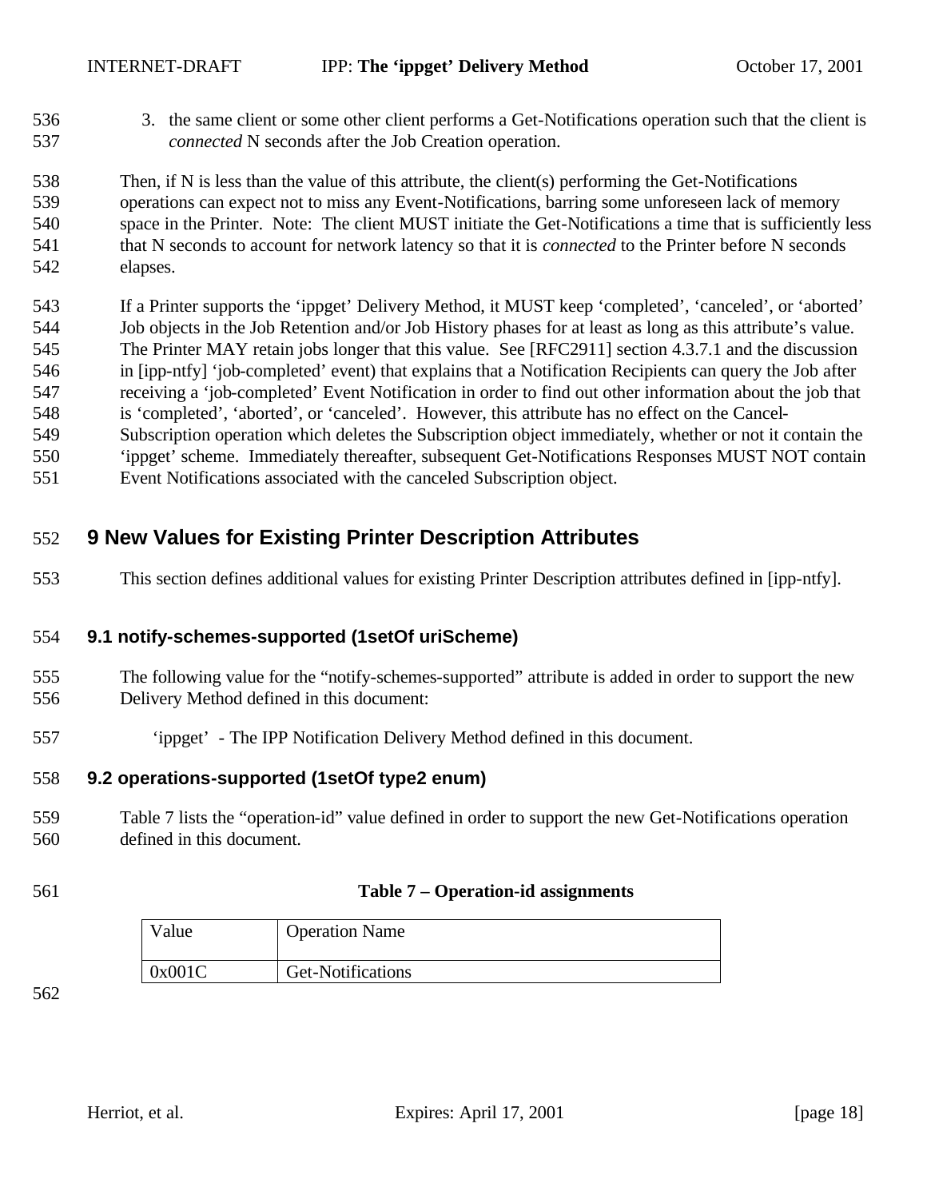3. the same client or some other client performs a Get-Notifications operation such that the client is *connected* N seconds after the Job Creation operation.

Then, if N is less than the value of this attribute, the client(s) performing the Get-Notifications operations can expect not to miss any Event-Notifications, barring some unforeseen lack of memory space in the Printer. Note: The client MUST initiate the Get-Notifications a time that is sufficiently less that N seconds to account for network latency so that it is *connected* to the Printer before N seconds elapses.

If a Printer supports the 'ippget' Delivery Method, it MUST keep 'completed', 'canceled', or 'aborted' Job objects in the Job Retention and/or Job History phases for at least as long as this attribute's value. The Printer MAY retain jobs longer that this value. See [RFC2911] section 4.3.7.1 and the discussion in [ipp-ntfy] 'job-completed' event) that explains that a Notification Recipients can query the Job after receiving a 'job-completed' Event Notification in order to find out other information about the job that is 'completed', 'aborted', or 'canceled'. However, this attribute has no effect on the Cancel-Subscription operation which deletes the Subscription object immediately, whether or not it contain the 'ippget' scheme. Immediately thereafter, subsequent Get-Notifications Responses MUST NOT contain Event Notifications associated with the canceled Subscription object.

# 9 New Values for Existing Printer Description Attributes

This section defines additional values for existing Printer Description attributes defined in [ipp-ntfy].

## 9.1 notify-schemes-supported (1setOf uriScheme)

The following value for the "notify-schemes-supported" attribute is added in order to support the new Delivery Method defined in this document:

'ippget' - The IPP Notification Delivery Method defined in this document.

## 9.2 operations-supported (1setOf type2 enum)

Table 7 lists the "operation-id" value defined in order to support the new Get-Notifications operation defined in this document.

**Table 7 – Operation-id assignments**

| Value | Operation Name |
|---|---|
| 0x001C | Get-Notifications |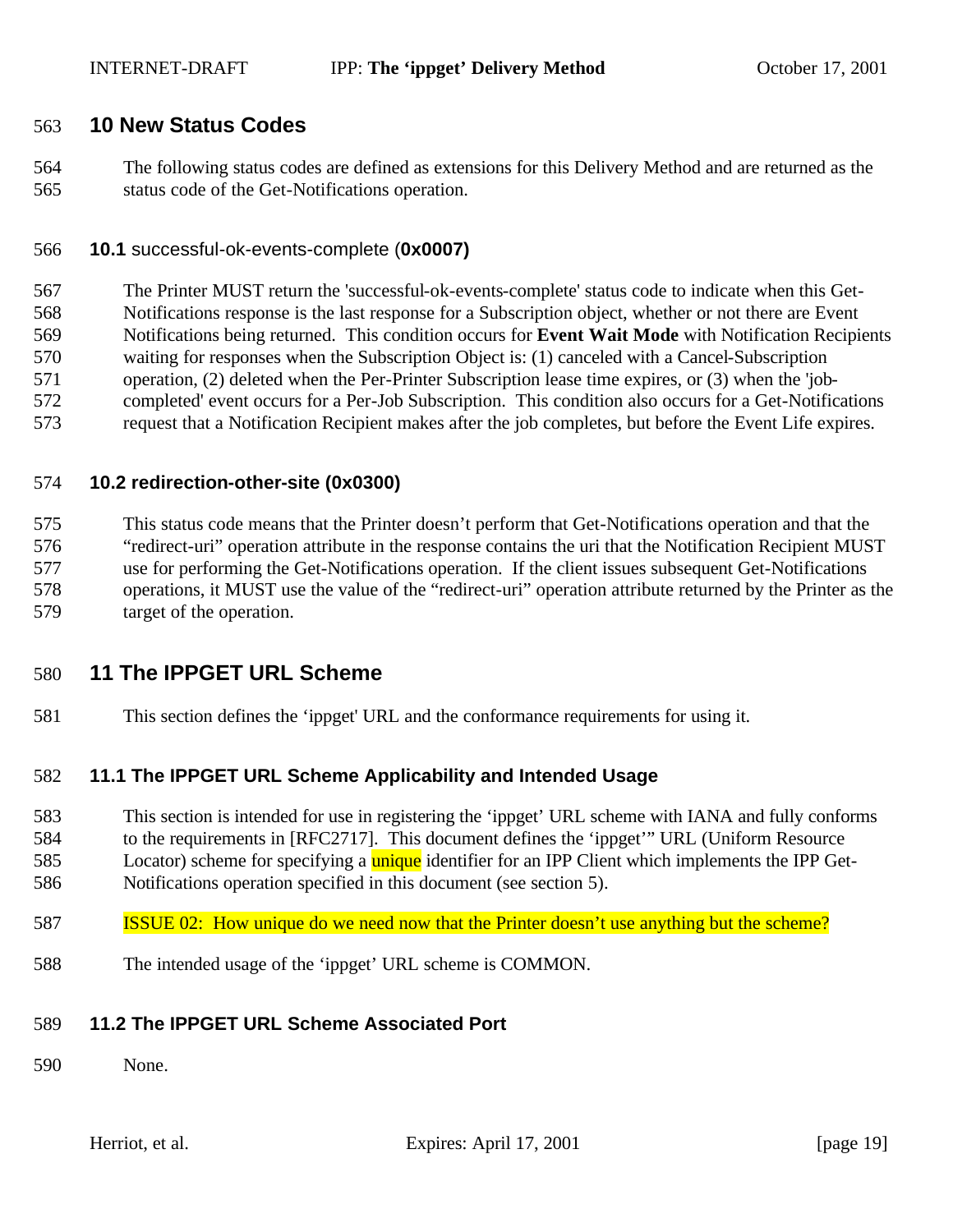# 10 New Status Codes

The following status codes are defined as extensions for this Delivery Method and are returned as the status code of the Get-Notifications operation.

## 10.1 successful-ok-events-complete (0x0007)

The Printer MUST return the 'successful-ok-events-complete' status code to indicate when this Get-Notifications response is the last response for a Subscription object, whether or not there are Event Notifications being returned. This condition occurs for **Event Wait Mode** with Notification Recipients waiting for responses when the Subscription Object is: (1) canceled with a Cancel-Subscription operation, (2) deleted when the Per-Printer Subscription lease time expires, or (3) when the 'job-completed' event occurs for a Per-Job Subscription. This condition also occurs for a Get-Notifications request that a Notification Recipient makes after the job completes, but before the Event Life expires.

## 10.2 redirection-other-site (0x0300)

This status code means that the Printer doesn't perform that Get-Notifications operation and that the "redirect-uri" operation attribute in the response contains the uri that the Notification Recipient MUST use for performing the Get-Notifications operation. If the client issues subsequent Get-Notifications operations, it MUST use the value of the "redirect-uri" operation attribute returned by the Printer as the target of the operation.

# 11 The IPPGET URL Scheme

This section defines the 'ippget' URL and the conformance requirements for using it.

## 11.1 The IPPGET URL Scheme Applicability and Intended Usage

This section is intended for use in registering the 'ippget' URL scheme with IANA and fully conforms to the requirements in [RFC2717]. This document defines the 'ippget'" URL (Uniform Resource Locator) scheme for specifying a unique identifier for an IPP Client which implements the IPP Get-Notifications operation specified in this document (see section 5).

ISSUE 02: How unique do we need now that the Printer doesn't use anything but the scheme?

The intended usage of the 'ippget' URL scheme is COMMON.

## 11.2 The IPPGET URL Scheme Associated Port

None.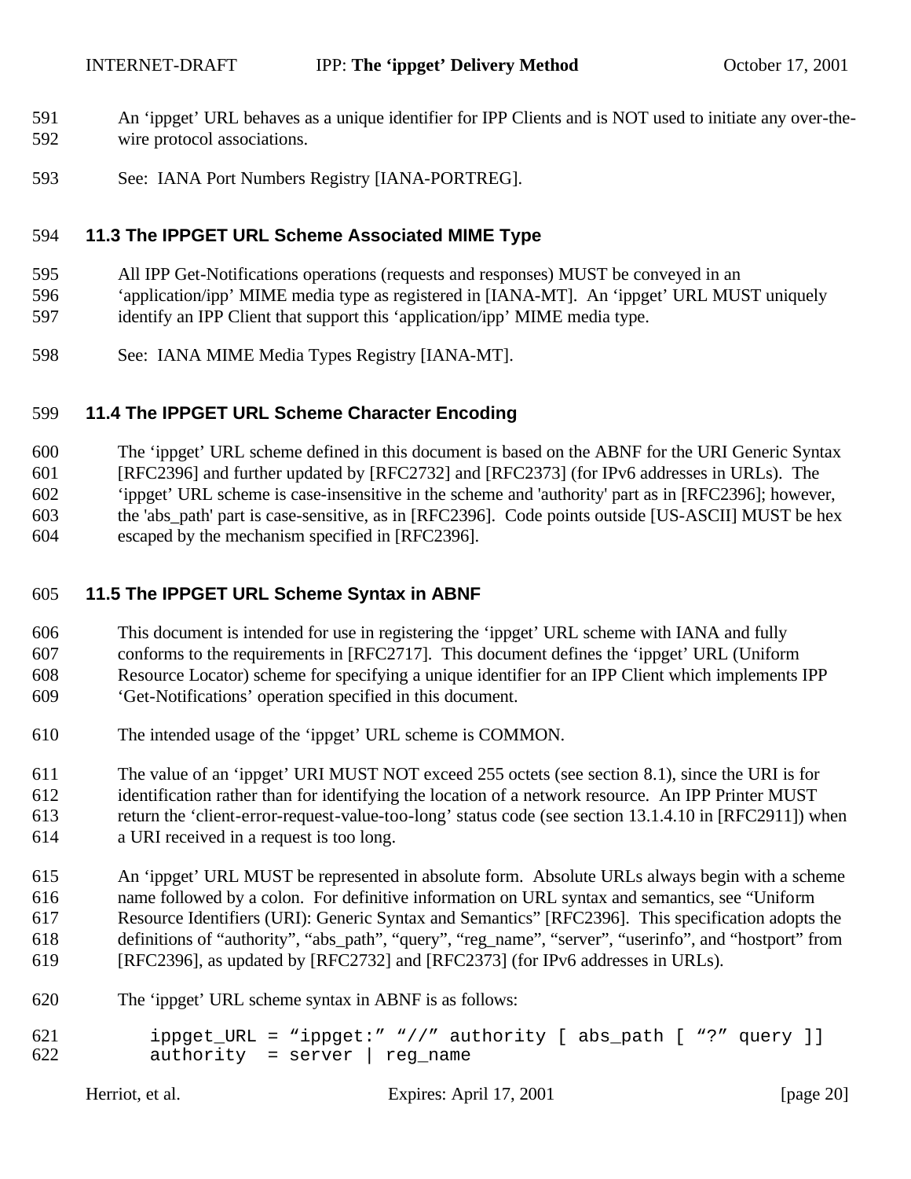An 'ippget' URL behaves as a unique identifier for IPP Clients and is NOT used to initiate any over-the-wire protocol associations.

See: IANA Port Numbers Registry [IANA-PORTREG].

### 11.3 The IPPGET URL Scheme Associated MIME Type

All IPP Get-Notifications operations (requests and responses) MUST be conveyed in an 'application/ipp' MIME media type as registered in [IANA-MT]. An 'ippget' URL MUST uniquely identify an IPP Client that support this 'application/ipp' MIME media type.

See: IANA MIME Media Types Registry [IANA-MT].

### 11.4 The IPPGET URL Scheme Character Encoding

The 'ippget' URL scheme defined in this document is based on the ABNF for the URI Generic Syntax [RFC2396] and further updated by [RFC2732] and [RFC2373] (for IPv6 addresses in URLs). The 'ippget' URL scheme is case-insensitive in the scheme and 'authority' part as in [RFC2396]; however, the 'abs_path' part is case-sensitive, as in [RFC2396]. Code points outside [US-ASCII] MUST be hex escaped by the mechanism specified in [RFC2396].

### 11.5 The IPPGET URL Scheme Syntax in ABNF

This document is intended for use in registering the 'ippget' URL scheme with IANA and fully conforms to the requirements in [RFC2717]. This document defines the 'ippget' URL (Uniform Resource Locator) scheme for specifying a unique identifier for an IPP Client which implements IPP 'Get-Notifications' operation specified in this document.

The intended usage of the 'ippget' URL scheme is COMMON.

The value of an 'ippget' URI MUST NOT exceed 255 octets (see section 8.1), since the URI is for identification rather than for identifying the location of a network resource. An IPP Printer MUST return the 'client-error-request-value-too-long' status code (see section 13.1.4.10 in [RFC2911]) when a URI received in a request is too long.

An 'ippget' URL MUST be represented in absolute form. Absolute URLs always begin with a scheme name followed by a colon. For definitive information on URL syntax and semantics, see "Uniform Resource Identifiers (URI): Generic Syntax and Semantics" [RFC2396]. This specification adopts the definitions of "authority", "abs_path", "query", "reg_name", "server", "userinfo", and "hostport" from [RFC2396], as updated by [RFC2732] and [RFC2373] (for IPv6 addresses in URLs).

The 'ippget' URL scheme syntax in ABNF is as follows:

```
ippget_URL = "ippget:" "//" authority [ abs_path [ "?" query ]]
authority  = server | reg_name
```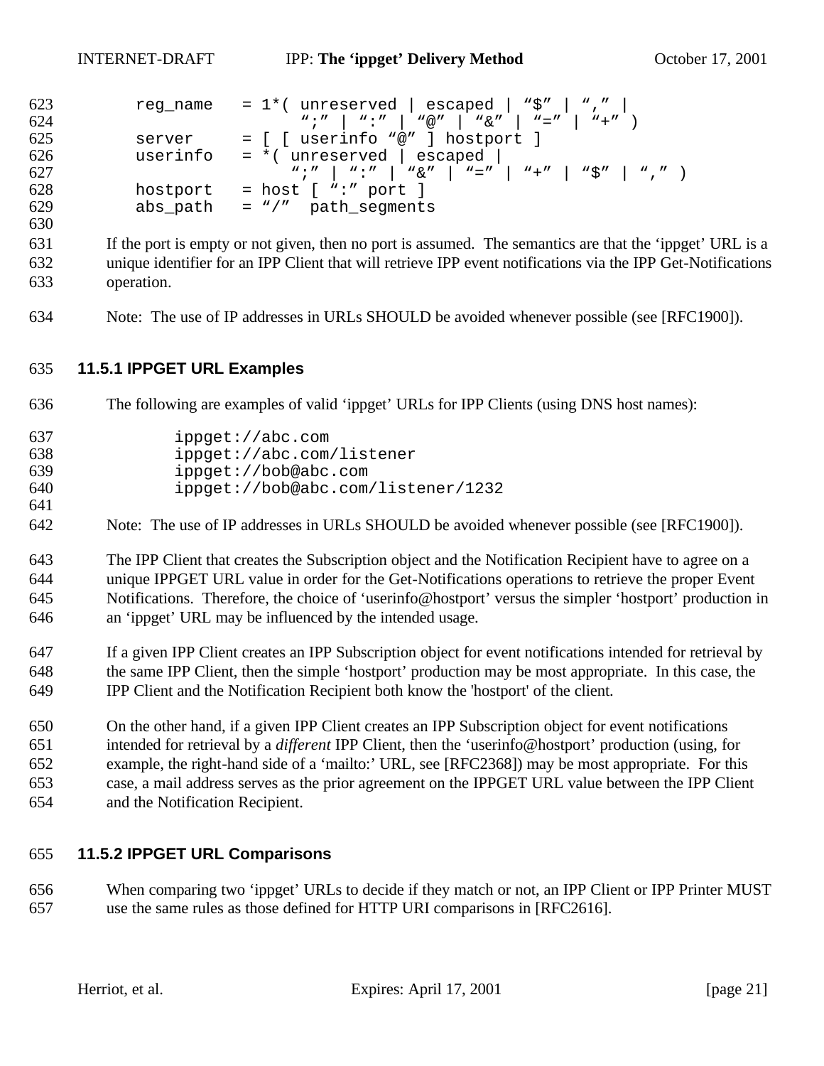```
reg_name   = 1*( unreserved | escaped | "$" | "," |
                 ";" | ":" | "@" | "&" | "=" | "+" )
server     = [ [ userinfo "@" ] hostport ]
userinfo   = *( unreserved | escaped |
                ";" | ":" | "&" | "=" | "+" | "$" | "," )
hostport   = host [ ":" port ]
abs_path   = "/"  path_segments
```

If the port is empty or not given, then no port is assumed. The semantics are that the 'ippget' URL is a unique identifier for an IPP Client that will retrieve IPP event notifications via the IPP Get-Notifications operation.

Note: The use of IP addresses in URLs SHOULD be avoided whenever possible (see [RFC1900]).

### 11.5.1 IPPGET URL Examples

The following are examples of valid 'ippget' URLs for IPP Clients (using DNS host names):

```
ippget://abc.com
ippget://abc.com/listener
ippget://bob@abc.com
ippget://bob@abc.com/listener/1232
```

Note: The use of IP addresses in URLs SHOULD be avoided whenever possible (see [RFC1900]).

The IPP Client that creates the Subscription object and the Notification Recipient have to agree on a unique IPPGET URL value in order for the Get-Notifications operations to retrieve the proper Event Notifications. Therefore, the choice of 'userinfo@hostport' versus the simpler 'hostport' production in an 'ippget' URL may be influenced by the intended usage.

If a given IPP Client creates an IPP Subscription object for event notifications intended for retrieval by the same IPP Client, then the simple 'hostport' production may be most appropriate. In this case, the IPP Client and the Notification Recipient both know the 'hostport' of the client.

On the other hand, if a given IPP Client creates an IPP Subscription object for event notifications intended for retrieval by a *different* IPP Client, then the 'userinfo@hostport' production (using, for example, the right-hand side of a 'mailto:' URL, see [RFC2368]) may be most appropriate. For this case, a mail address serves as the prior agreement on the IPPGET URL value between the IPP Client and the Notification Recipient.

### 11.5.2 IPPGET URL Comparisons

When comparing two 'ippget' URLs to decide if they match or not, an IPP Client or IPP Printer MUST use the same rules as those defined for HTTP URI comparisons in [RFC2616].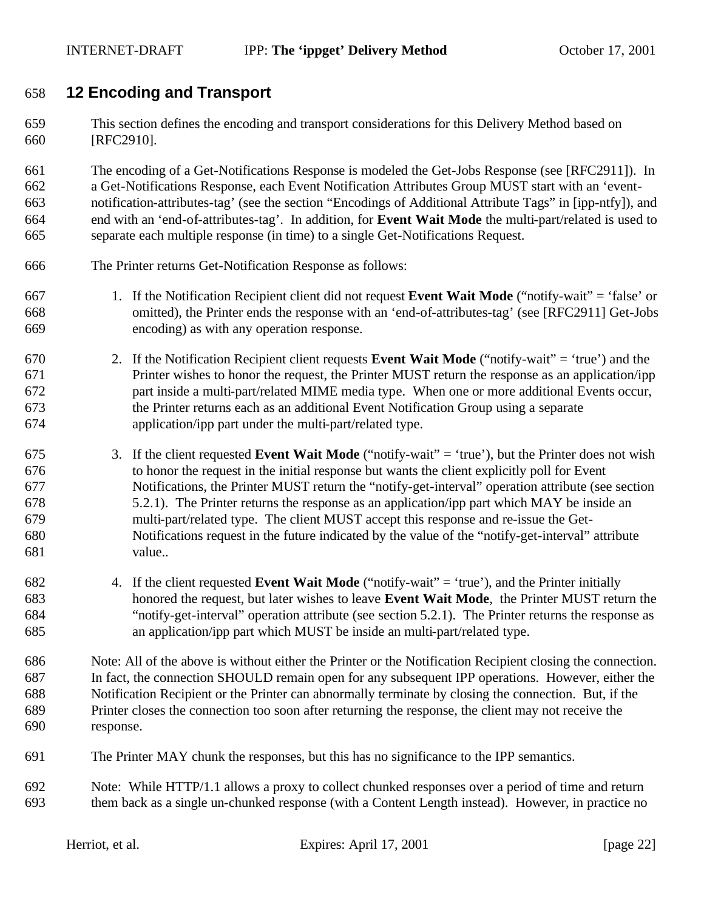# 12 Encoding and Transport

This section defines the encoding and transport considerations for this Delivery Method based on [RFC2910].

The encoding of a Get-Notifications Response is modeled the Get-Jobs Response (see [RFC2911]). In a Get-Notifications Response, each Event Notification Attributes Group MUST start with an 'event-notification-attributes-tag' (see the section "Encodings of Additional Attribute Tags" in [ipp-ntfy]), and end with an 'end-of-attributes-tag'. In addition, for **Event Wait Mode** the multi-part/related is used to separate each multiple response (in time) to a single Get-Notifications Request.

The Printer returns Get-Notification Response as follows:

1. If the Notification Recipient client did not request **Event Wait Mode** ("notify-wait" = 'false' or omitted), the Printer ends the response with an 'end-of-attributes-tag' (see [RFC2911] Get-Jobs encoding) as with any operation response.

2. If the Notification Recipient client requests **Event Wait Mode** ("notify-wait" = 'true') and the Printer wishes to honor the request, the Printer MUST return the response as an application/ipp part inside a multi-part/related MIME media type. When one or more additional Events occur, the Printer returns each as an additional Event Notification Group using a separate application/ipp part under the multi-part/related type.

3. If the client requested **Event Wait Mode** ("notify-wait" = 'true'), but the Printer does not wish to honor the request in the initial response but wants the client explicitly poll for Event Notifications, the Printer MUST return the "notify-get-interval" operation attribute (see section 5.2.1). The Printer returns the response as an application/ipp part which MAY be inside an multi-part/related type. The client MUST accept this response and re-issue the Get-Notifications request in the future indicated by the value of the "notify-get-interval" attribute value..

4. If the client requested **Event Wait Mode** ("notify-wait" = 'true'), and the Printer initially honored the request, but later wishes to leave **Event Wait Mode**, the Printer MUST return the "notify-get-interval" operation attribute (see section 5.2.1). The Printer returns the response as an application/ipp part which MUST be inside an multi-part/related type.

Note: All of the above is without either the Printer or the Notification Recipient closing the connection. In fact, the connection SHOULD remain open for any subsequent IPP operations. However, either the Notification Recipient or the Printer can abnormally terminate by closing the connection. But, if the Printer closes the connection too soon after returning the response, the client may not receive the response.

The Printer MAY chunk the responses, but this has no significance to the IPP semantics.

Note: While HTTP/1.1 allows a proxy to collect chunked responses over a period of time and return them back as a single un-chunked response (with a Content Length instead). However, in practice no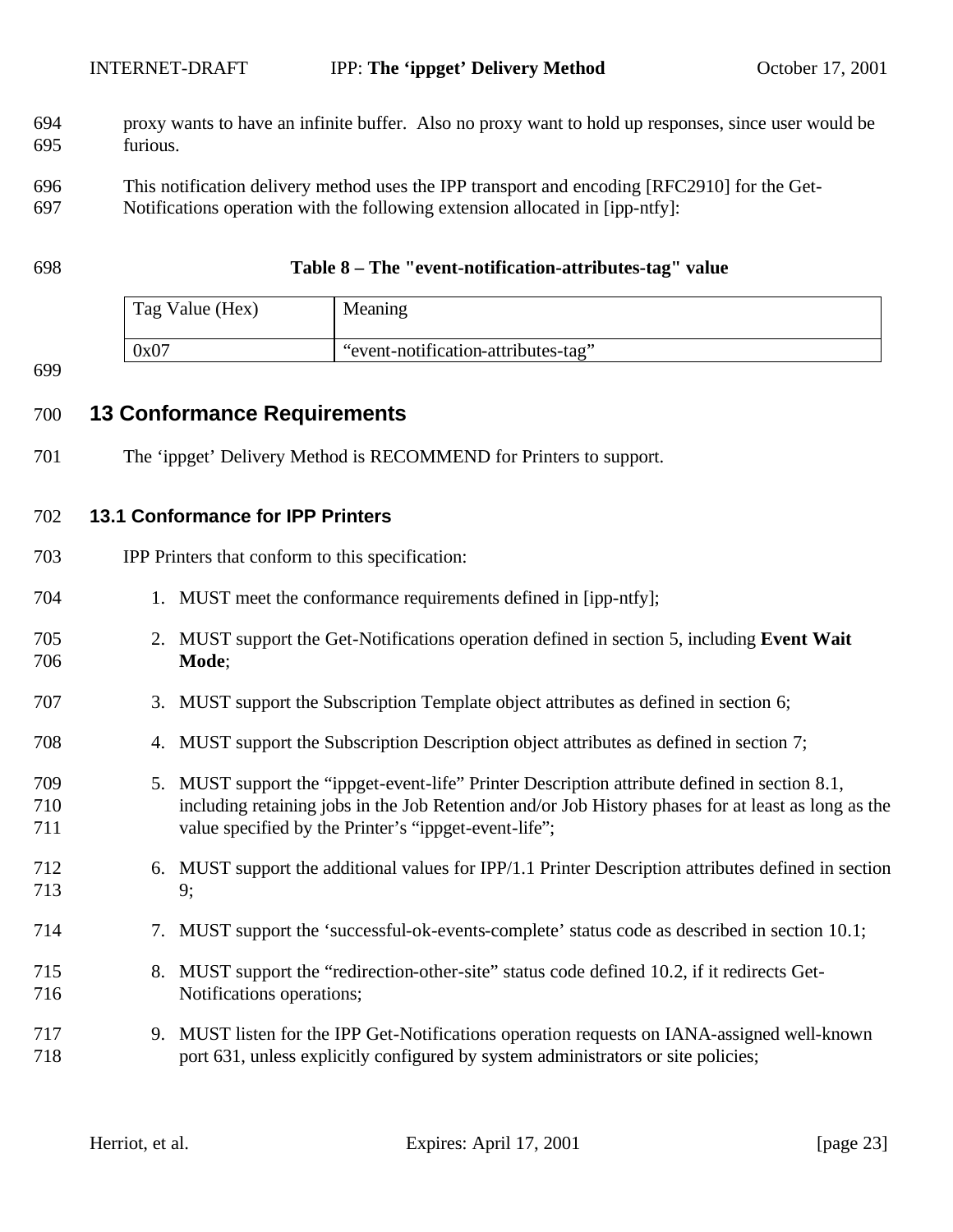proxy wants to have an infinite buffer. Also no proxy want to hold up responses, since user would be furious.

This notification delivery method uses the IPP transport and encoding [RFC2910] for the Get-Notifications operation with the following extension allocated in [ipp-ntfy]:

**Table 8 – The "event-notification-attributes-tag" value**

| Tag Value (Hex) | Meaning |
|---|---|
| 0x07 | “event-notification-attributes-tag” |

# 13 Conformance Requirements

The ‘ippget’ Delivery Method is RECOMMEND for Printers to support.

## 13.1 Conformance for IPP Printers

IPP Printers that conform to this specification:

1. MUST meet the conformance requirements defined in [ipp-ntfy];
2. MUST support the Get-Notifications operation defined in section 5, including **Event Wait Mode**;
3. MUST support the Subscription Template object attributes as defined in section 6;
4. MUST support the Subscription Description object attributes as defined in section 7;
5. MUST support the “ippget-event-life” Printer Description attribute defined in section 8.1, including retaining jobs in the Job Retention and/or Job History phases for at least as long as the value specified by the Printer’s “ippget-event-life”;
6. MUST support the additional values for IPP/1.1 Printer Description attributes defined in section 9;
7. MUST support the ‘successful-ok-events-complete’ status code as described in section 10.1;
8. MUST support the “redirection-other-site” status code defined 10.2, if it redirects Get-Notifications operations;
9. MUST listen for the IPP Get-Notifications operation requests on IANA-assigned well-known port 631, unless explicitly configured by system administrators or site policies;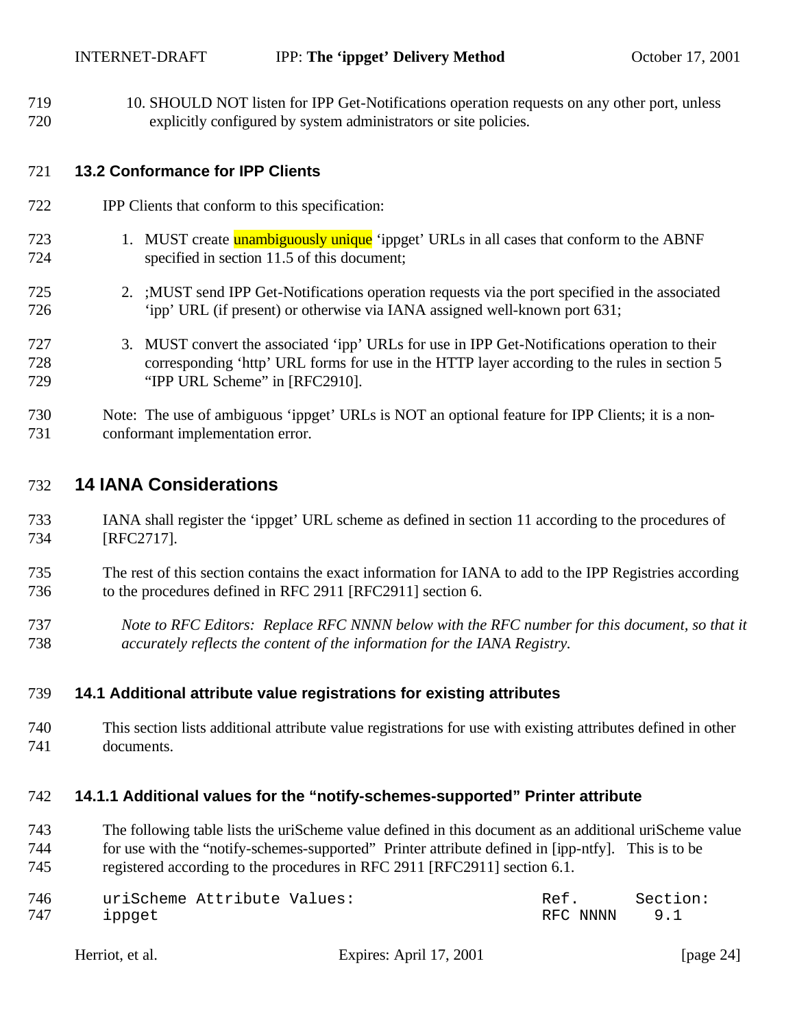10. SHOULD NOT listen for IPP Get-Notifications operation requests on any other port, unless explicitly configured by system administrators or site policies.

### 13.2 Conformance for IPP Clients

IPP Clients that conform to this specification:

1. MUST create unambiguously unique 'ippget' URLs in all cases that conform to the ABNF specified in section 11.5 of this document;
2. ;MUST send IPP Get-Notifications operation requests via the port specified in the associated 'ipp' URL (if present) or otherwise via IANA assigned well-known port 631;
3. MUST convert the associated 'ipp' URLs for use in IPP Get-Notifications operation to their corresponding 'http' URL forms for use in the HTTP layer according to the rules in section 5 "IPP URL Scheme" in [RFC2910].

Note: The use of ambiguous 'ippget' URLs is NOT an optional feature for IPP Clients; it is a non-conformant implementation error.

## 14 IANA Considerations

IANA shall register the 'ippget' URL scheme as defined in section 11 according to the procedures of [RFC2717].

The rest of this section contains the exact information for IANA to add to the IPP Registries according to the procedures defined in RFC 2911 [RFC2911] section 6.

*Note to RFC Editors: Replace RFC NNNN below with the RFC number for this document, so that it accurately reflects the content of the information for the IANA Registry.*

### 14.1 Additional attribute value registrations for existing attributes

This section lists additional attribute value registrations for use with existing attributes defined in other documents.

#### 14.1.1 Additional values for the "notify-schemes-supported" Printer attribute

The following table lists the uriScheme value defined in this document as an additional uriScheme value for use with the "notify-schemes-supported" Printer attribute defined in [ipp-ntfy]. This is to be registered according to the procedures in RFC 2911 [RFC2911] section 6.1.

```
uriScheme Attribute Values:                   Ref.      Section:
ippget                                        RFC NNNN    9.1
```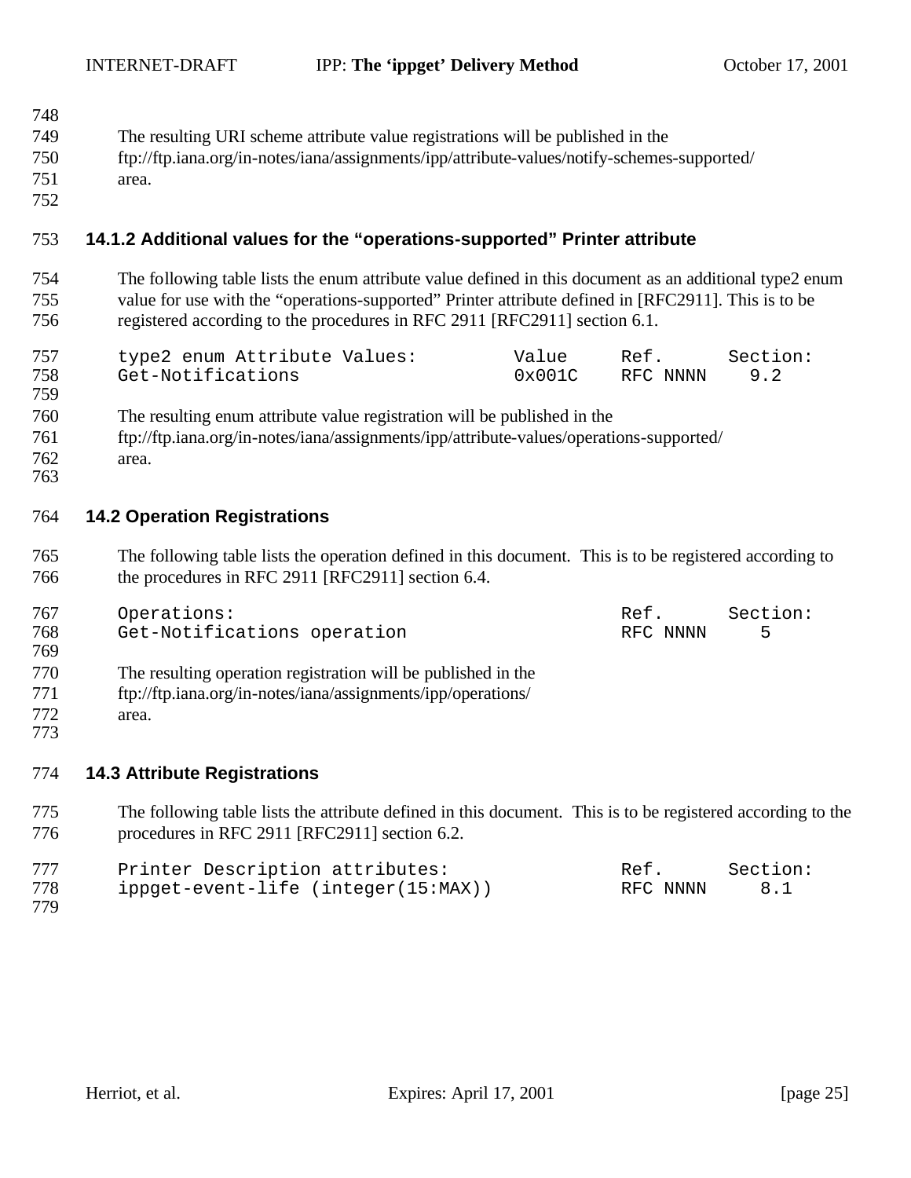The resulting URI scheme attribute value registrations will be published in the ftp://ftp.iana.org/in-notes/iana/assignments/ipp/attribute-values/notify-schemes-supported/ area.

### 14.1.2 Additional values for the “operations-supported” Printer attribute

The following table lists the enum attribute value defined in this document as an additional type2 enum value for use with the “operations-supported” Printer attribute defined in [RFC2911]. This is to be registered according to the procedures in RFC 2911 [RFC2911] section 6.1.

```
type2 enum Attribute Values:         Value     Ref.      Section:
Get-Notifications                    0x001C    RFC NNNN    9.2
```

The resulting enum attribute value registration will be published in the ftp://ftp.iana.org/in-notes/iana/assignments/ipp/attribute-values/operations-supported/ area.

## 14.2 Operation Registrations

The following table lists the operation defined in this document. This is to be registered according to the procedures in RFC 2911 [RFC2911] section 6.4.

```
Operations:                                    Ref.      Section:
Get-Notifications operation                    RFC NNNN     5
```

The resulting operation registration will be published in the ftp://ftp.iana.org/in-notes/iana/assignments/ipp/operations/ area.

## 14.3 Attribute Registrations

The following table lists the attribute defined in this document. This is to be registered according to the procedures in RFC 2911 [RFC2911] section 6.2.

```
Printer Description attributes:                Ref.      Section:
ippget-event-life (integer(15:MAX))            RFC NNNN     8.1
```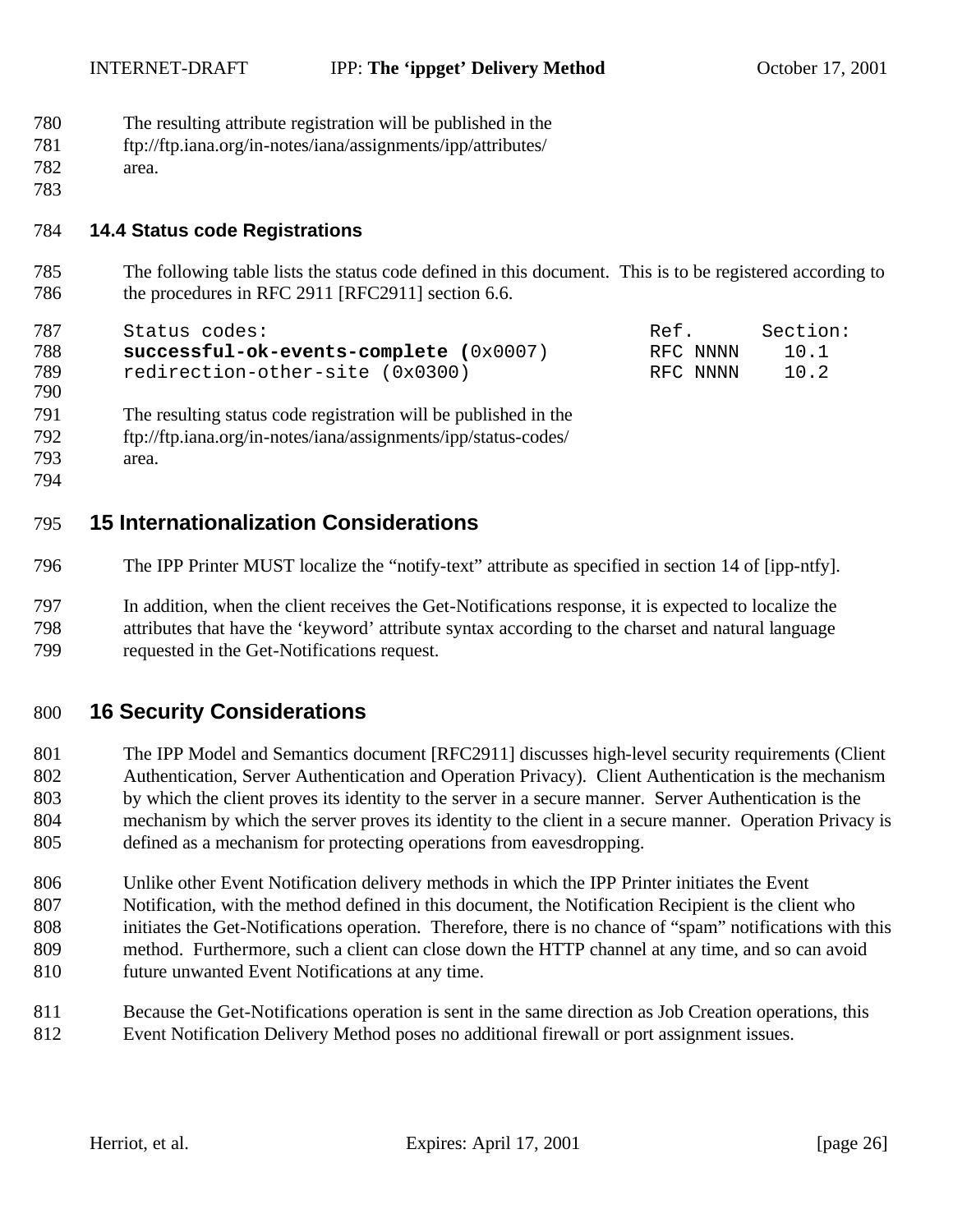The resulting attribute registration will be published in the ftp://ftp.iana.org/in-notes/iana/assignments/ipp/attributes/ area.

### 14.4 Status code Registrations

The following table lists the status code defined in this document. This is to be registered according to the procedures in RFC 2911 [RFC2911] section 6.6.

```
Status codes:                                   Ref.      Section:
successful-ok-events-complete (0x0007)          RFC NNNN    10.1
redirection-other-site (0x0300)                 RFC NNNN    10.2
```

The resulting status code registration will be published in the ftp://ftp.iana.org/in-notes/iana/assignments/ipp/status-codes/ area.

## 15 Internationalization Considerations

The IPP Printer MUST localize the "notify-text" attribute as specified in section 14 of [ipp-ntfy].

In addition, when the client receives the Get-Notifications response, it is expected to localize the attributes that have the 'keyword' attribute syntax according to the charset and natural language requested in the Get-Notifications request.

## 16 Security Considerations

The IPP Model and Semantics document [RFC2911] discusses high-level security requirements (Client Authentication, Server Authentication and Operation Privacy). Client Authentication is the mechanism by which the client proves its identity to the server in a secure manner. Server Authentication is the mechanism by which the server proves its identity to the client in a secure manner. Operation Privacy is defined as a mechanism for protecting operations from eavesdropping.

Unlike other Event Notification delivery methods in which the IPP Printer initiates the Event Notification, with the method defined in this document, the Notification Recipient is the client who initiates the Get-Notifications operation. Therefore, there is no chance of "spam" notifications with this method. Furthermore, such a client can close down the HTTP channel at any time, and so can avoid future unwanted Event Notifications at any time.

Because the Get-Notifications operation is sent in the same direction as Job Creation operations, this Event Notification Delivery Method poses no additional firewall or port assignment issues.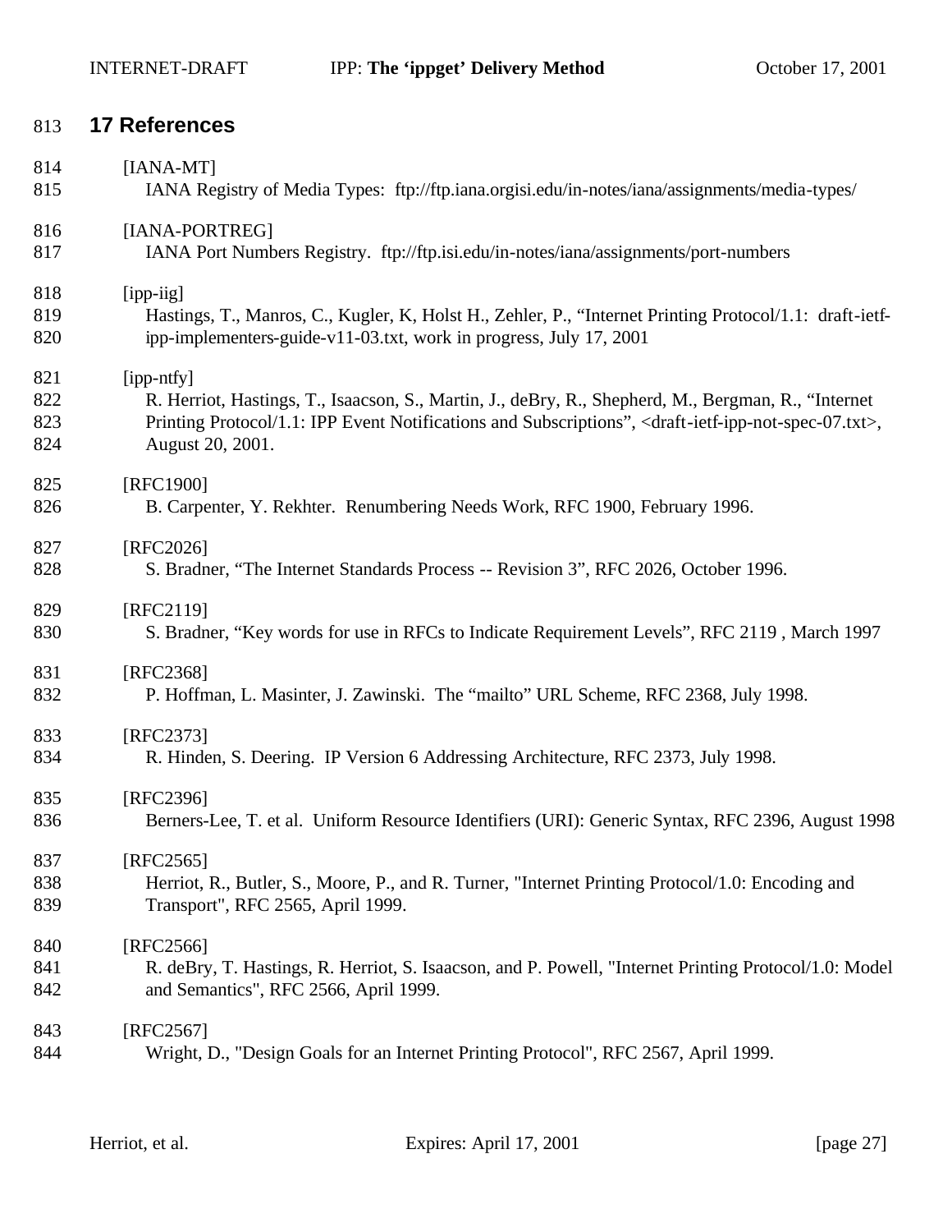## 17 References

[IANA-MT]
IANA Registry of Media Types: ftp://ftp.iana.orgisi.edu/in-notes/iana/assignments/media-types/

[IANA-PORTREG]
IANA Port Numbers Registry. ftp://ftp.isi.edu/in-notes/iana/assignments/port-numbers

[ipp-iig]
Hastings, T., Manros, C., Kugler, K, Holst H., Zehler, P., "Internet Printing Protocol/1.1: draft-ietf-ipp-implementers-guide-v11-03.txt, work in progress, July 17, 2001

[ipp-ntfy]
R. Herriot, Hastings, T., Isaacson, S., Martin, J., deBry, R., Shepherd, M., Bergman, R., "Internet Printing Protocol/1.1: IPP Event Notifications and Subscriptions", <draft-ietf-ipp-not-spec-07.txt>, August 20, 2001.

[RFC1900]
B. Carpenter, Y. Rekhter. Renumbering Needs Work, RFC 1900, February 1996.

[RFC2026]
S. Bradner, "The Internet Standards Process -- Revision 3", RFC 2026, October 1996.

[RFC2119]
S. Bradner, "Key words for use in RFCs to Indicate Requirement Levels", RFC 2119 , March 1997

[RFC2368]
P. Hoffman, L. Masinter, J. Zawinski. The "mailto" URL Scheme, RFC 2368, July 1998.

[RFC2373]
R. Hinden, S. Deering. IP Version 6 Addressing Architecture, RFC 2373, July 1998.

[RFC2396]
Berners-Lee, T. et al. Uniform Resource Identifiers (URI): Generic Syntax, RFC 2396, August 1998

[RFC2565]
Herriot, R., Butler, S., Moore, P., and R. Turner, "Internet Printing Protocol/1.0: Encoding and Transport", RFC 2565, April 1999.

[RFC2566]
R. deBry, T. Hastings, R. Herriot, S. Isaacson, and P. Powell, "Internet Printing Protocol/1.0: Model and Semantics", RFC 2566, April 1999.

[RFC2567]
Wright, D., "Design Goals for an Internet Printing Protocol", RFC 2567, April 1999.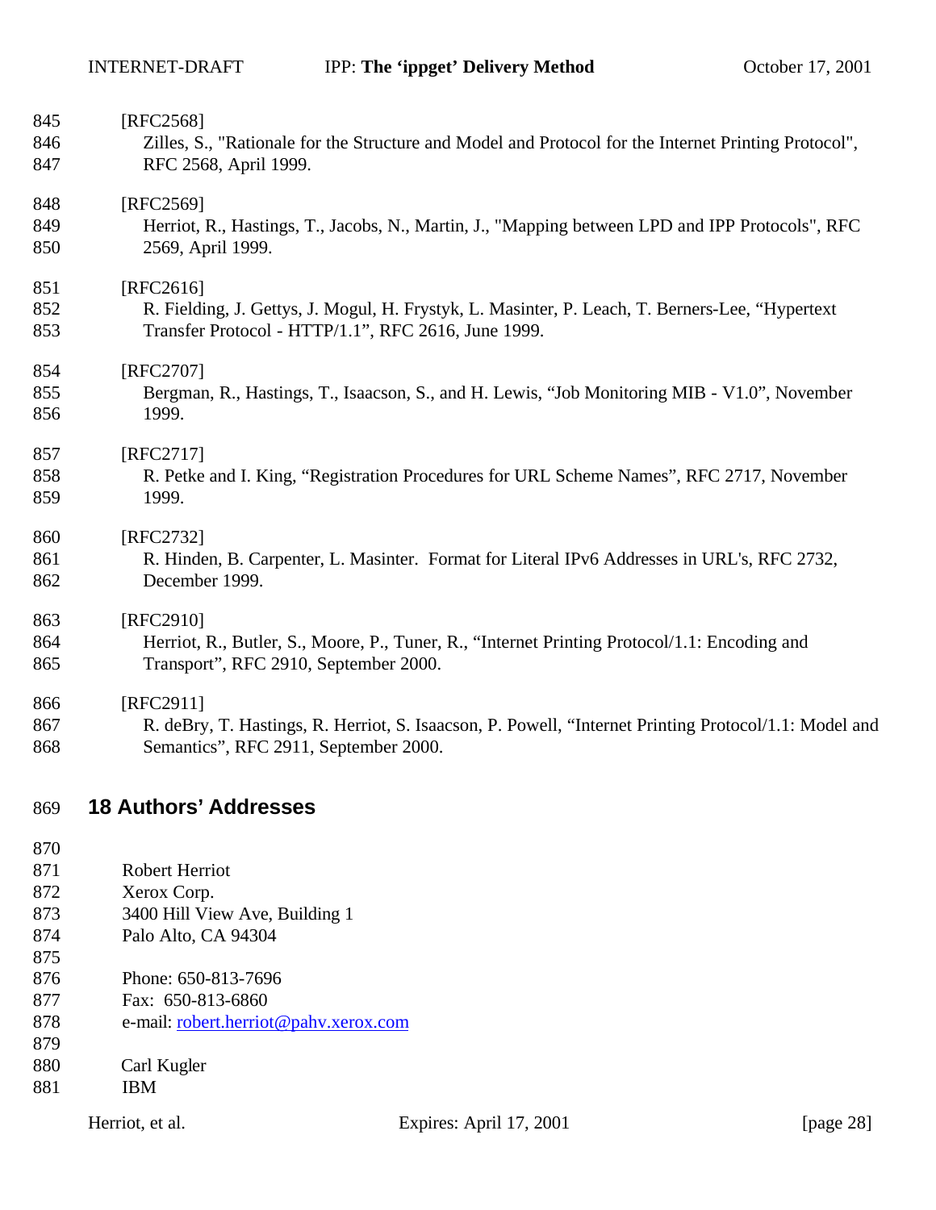[RFC2568]
Zilles, S., "Rationale for the Structure and Model and Protocol for the Internet Printing Protocol", RFC 2568, April 1999.

[RFC2569]
Herriot, R., Hastings, T., Jacobs, N., Martin, J., "Mapping between LPD and IPP Protocols", RFC 2569, April 1999.

[RFC2616]
R. Fielding, J. Gettys, J. Mogul, H. Frystyk, L. Masinter, P. Leach, T. Berners-Lee, "Hypertext Transfer Protocol - HTTP/1.1", RFC 2616, June 1999.

[RFC2707]
Bergman, R., Hastings, T., Isaacson, S., and H. Lewis, "Job Monitoring MIB - V1.0", November 1999.

[RFC2717]
R. Petke and I. King, "Registration Procedures for URL Scheme Names", RFC 2717, November 1999.

[RFC2732]
R. Hinden, B. Carpenter, L. Masinter. Format for Literal IPv6 Addresses in URL's, RFC 2732, December 1999.

[RFC2910]
Herriot, R., Butler, S., Moore, P., Tuner, R., "Internet Printing Protocol/1.1: Encoding and Transport", RFC 2910, September 2000.

[RFC2911]
R. deBry, T. Hastings, R. Herriot, S. Isaacson, P. Powell, "Internet Printing Protocol/1.1: Model and Semantics", RFC 2911, September 2000.

# 18 Authors' Addresses

Robert Herriot
Xerox Corp.
3400 Hill View Ave, Building 1
Palo Alto, CA 94304

Phone: 650-813-7696
Fax: 650-813-6860
e-mail: robert.herriot@pahv.xerox.com

Carl Kugler
IBM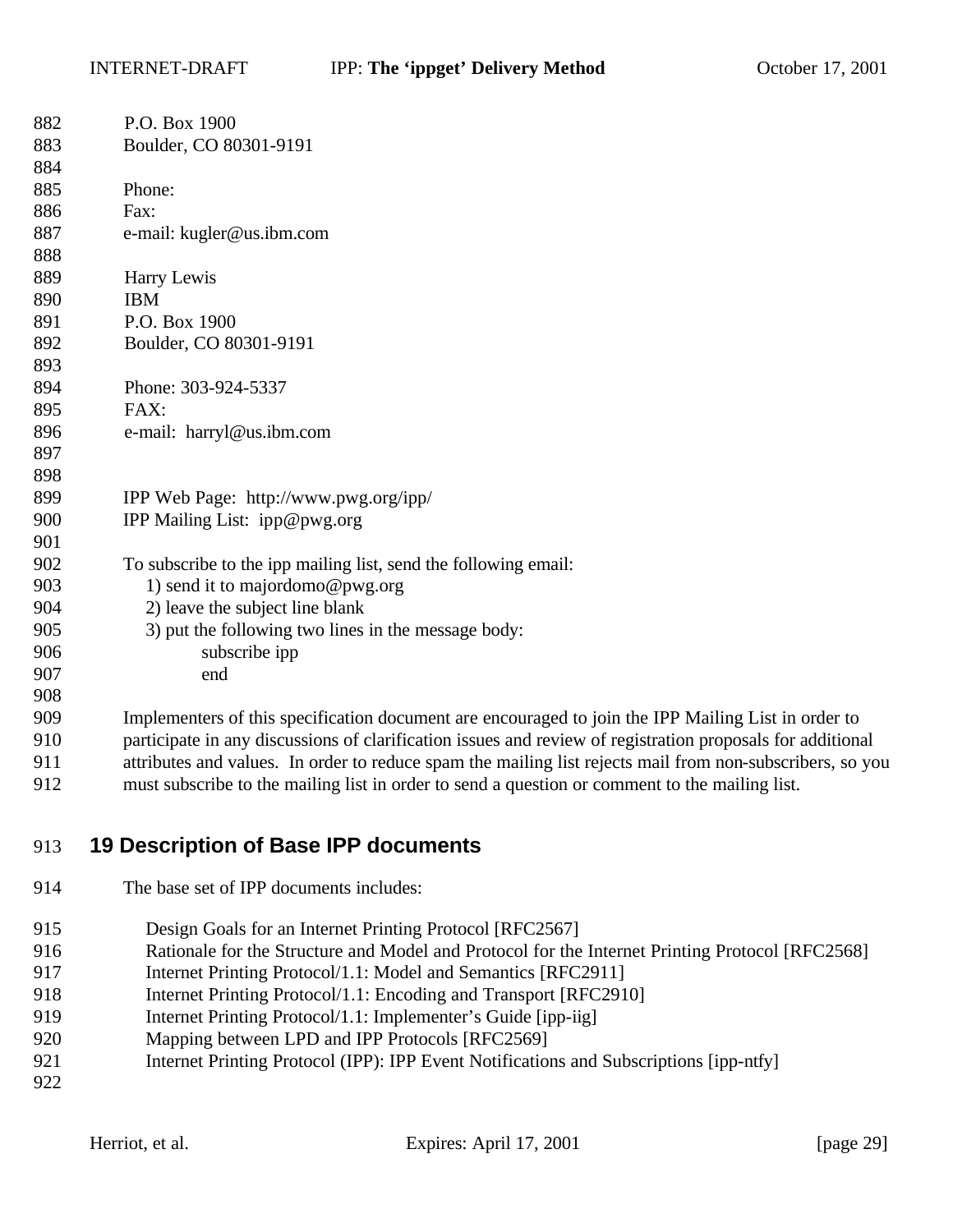P.O. Box 1900
Boulder, CO 80301-9191

Phone:
Fax:
e-mail: kugler@us.ibm.com

Harry Lewis
IBM
P.O. Box 1900
Boulder, CO 80301-9191

Phone: 303-924-5337
FAX:
e-mail: harryl@us.ibm.com

IPP Web Page: http://www.pwg.org/ipp/
IPP Mailing List: ipp@pwg.org

To subscribe to the ipp mailing list, send the following email:

1) send it to majordomo@pwg.org
2) leave the subject line blank
3) put the following two lines in the message body:

```
subscribe ipp
end
```

Implementers of this specification document are encouraged to join the IPP Mailing List in order to participate in any discussions of clarification issues and review of registration proposals for additional attributes and values. In order to reduce spam the mailing list rejects mail from non-subscribers, so you must subscribe to the mailing list in order to send a question or comment to the mailing list.

# 19 Description of Base IPP documents

The base set of IPP documents includes:

Design Goals for an Internet Printing Protocol [RFC2567]
Rationale for the Structure and Model and Protocol for the Internet Printing Protocol [RFC2568]
Internet Printing Protocol/1.1: Model and Semantics [RFC2911]
Internet Printing Protocol/1.1: Encoding and Transport [RFC2910]
Internet Printing Protocol/1.1: Implementer's Guide [ipp-iig]
Mapping between LPD and IPP Protocols [RFC2569]
Internet Printing Protocol (IPP): IPP Event Notifications and Subscriptions [ipp-ntfy]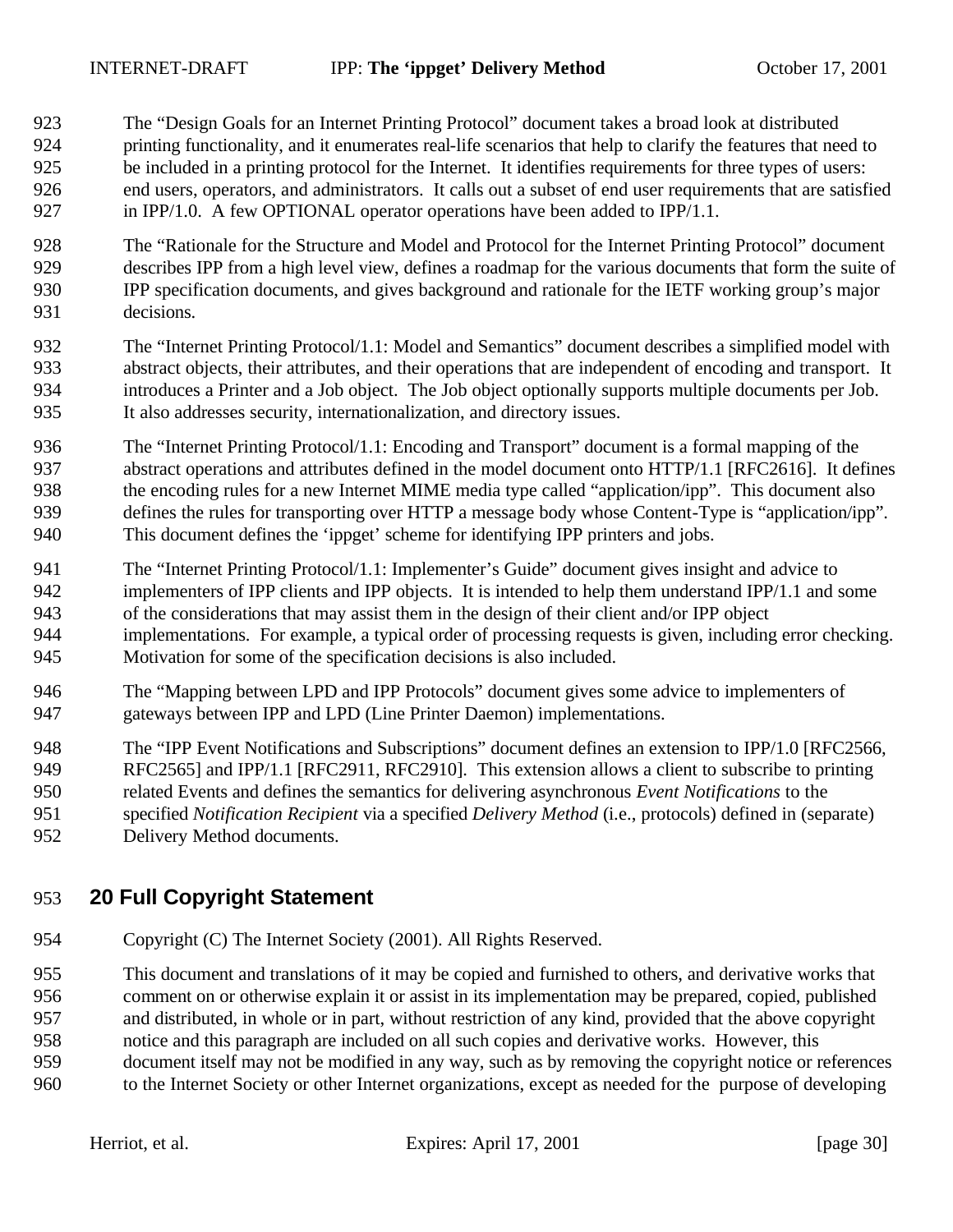The "Design Goals for an Internet Printing Protocol" document takes a broad look at distributed printing functionality, and it enumerates real-life scenarios that help to clarify the features that need to be included in a printing protocol for the Internet. It identifies requirements for three types of users: end users, operators, and administrators. It calls out a subset of end user requirements that are satisfied in IPP/1.0. A few OPTIONAL operator operations have been added to IPP/1.1.

The "Rationale for the Structure and Model and Protocol for the Internet Printing Protocol" document describes IPP from a high level view, defines a roadmap for the various documents that form the suite of IPP specification documents, and gives background and rationale for the IETF working group's major decisions.

The "Internet Printing Protocol/1.1: Model and Semantics" document describes a simplified model with abstract objects, their attributes, and their operations that are independent of encoding and transport. It introduces a Printer and a Job object. The Job object optionally supports multiple documents per Job. It also addresses security, internationalization, and directory issues.

The "Internet Printing Protocol/1.1: Encoding and Transport" document is a formal mapping of the abstract operations and attributes defined in the model document onto HTTP/1.1 [RFC2616]. It defines the encoding rules for a new Internet MIME media type called "application/ipp". This document also defines the rules for transporting over HTTP a message body whose Content-Type is "application/ipp". This document defines the 'ippget' scheme for identifying IPP printers and jobs.

The "Internet Printing Protocol/1.1: Implementer's Guide" document gives insight and advice to implementers of IPP clients and IPP objects. It is intended to help them understand IPP/1.1 and some of the considerations that may assist them in the design of their client and/or IPP object implementations. For example, a typical order of processing requests is given, including error checking. Motivation for some of the specification decisions is also included.

The "Mapping between LPD and IPP Protocols" document gives some advice to implementers of gateways between IPP and LPD (Line Printer Daemon) implementations.

The "IPP Event Notifications and Subscriptions" document defines an extension to IPP/1.0 [RFC2566, RFC2565] and IPP/1.1 [RFC2911, RFC2910]. This extension allows a client to subscribe to printing related Events and defines the semantics for delivering asynchronous *Event Notifications* to the specified *Notification Recipient* via a specified *Delivery Method* (i.e., protocols) defined in (separate) Delivery Method documents.

# 20 Full Copyright Statement

Copyright (C) The Internet Society (2001). All Rights Reserved.

This document and translations of it may be copied and furnished to others, and derivative works that comment on or otherwise explain it or assist in its implementation may be prepared, copied, published and distributed, in whole or in part, without restriction of any kind, provided that the above copyright notice and this paragraph are included on all such copies and derivative works. However, this document itself may not be modified in any way, such as by removing the copyright notice or references to the Internet Society or other Internet organizations, except as needed for the purpose of developing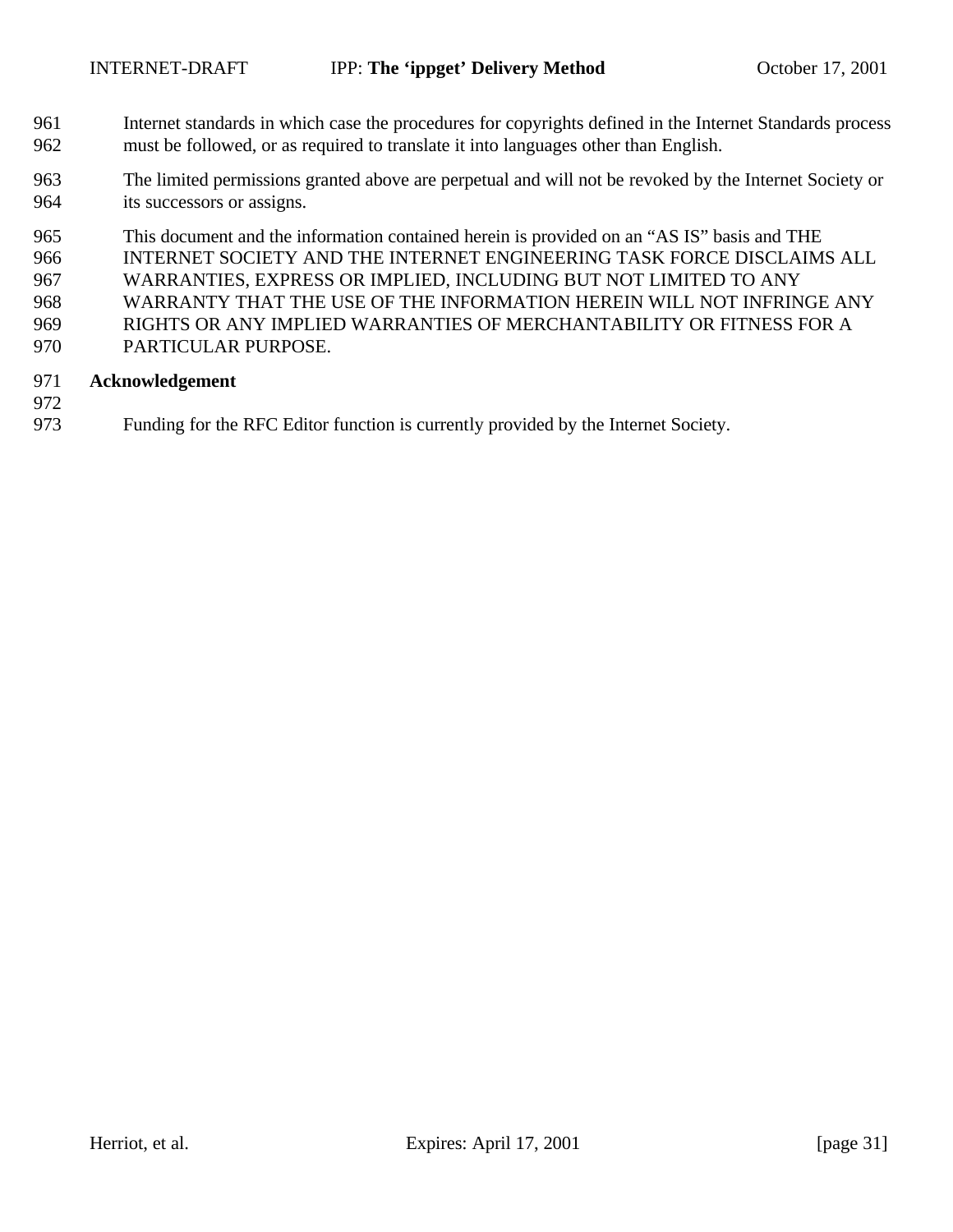Internet standards in which case the procedures for copyrights defined in the Internet Standards process must be followed, or as required to translate it into languages other than English.

The limited permissions granted above are perpetual and will not be revoked by the Internet Society or its successors or assigns.

This document and the information contained herein is provided on an "AS IS" basis and THE INTERNET SOCIETY AND THE INTERNET ENGINEERING TASK FORCE DISCLAIMS ALL WARRANTIES, EXPRESS OR IMPLIED, INCLUDING BUT NOT LIMITED TO ANY WARRANTY THAT THE USE OF THE INFORMATION HEREIN WILL NOT INFRINGE ANY RIGHTS OR ANY IMPLIED WARRANTIES OF MERCHANTABILITY OR FITNESS FOR A PARTICULAR PURPOSE.

**Acknowledgement**

Funding for the RFC Editor function is currently provided by the Internet Society.